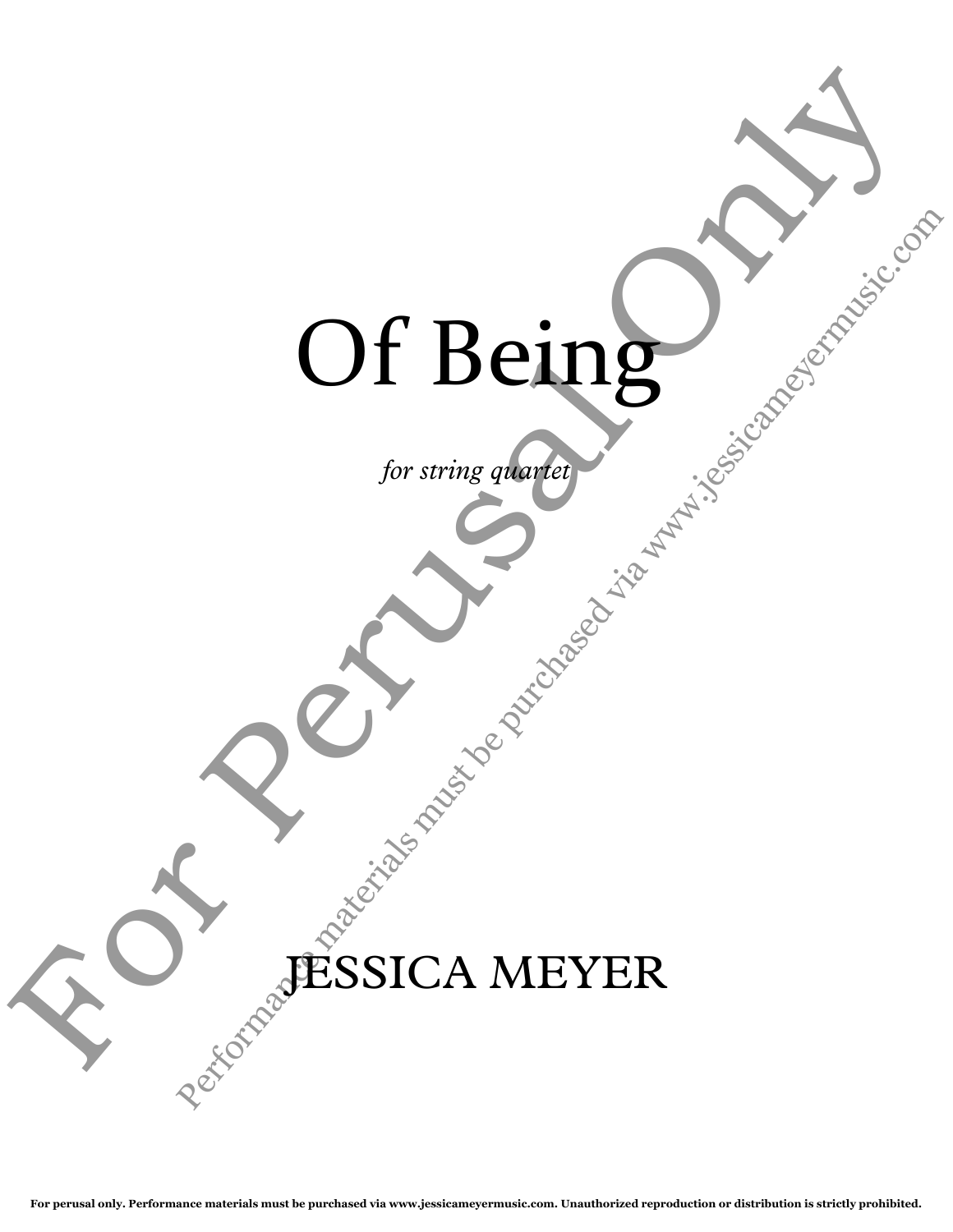# Of Being

*for string quartet*

JESSICA MEYER

For Perusal Only

Performance materials must be purchased via www.jessicameyermusic.com

**For perusal only. Performance materials must be purchased via www.jessicameyermusic.com. Unauthorized reproduction or distribution is strictly prohibited.**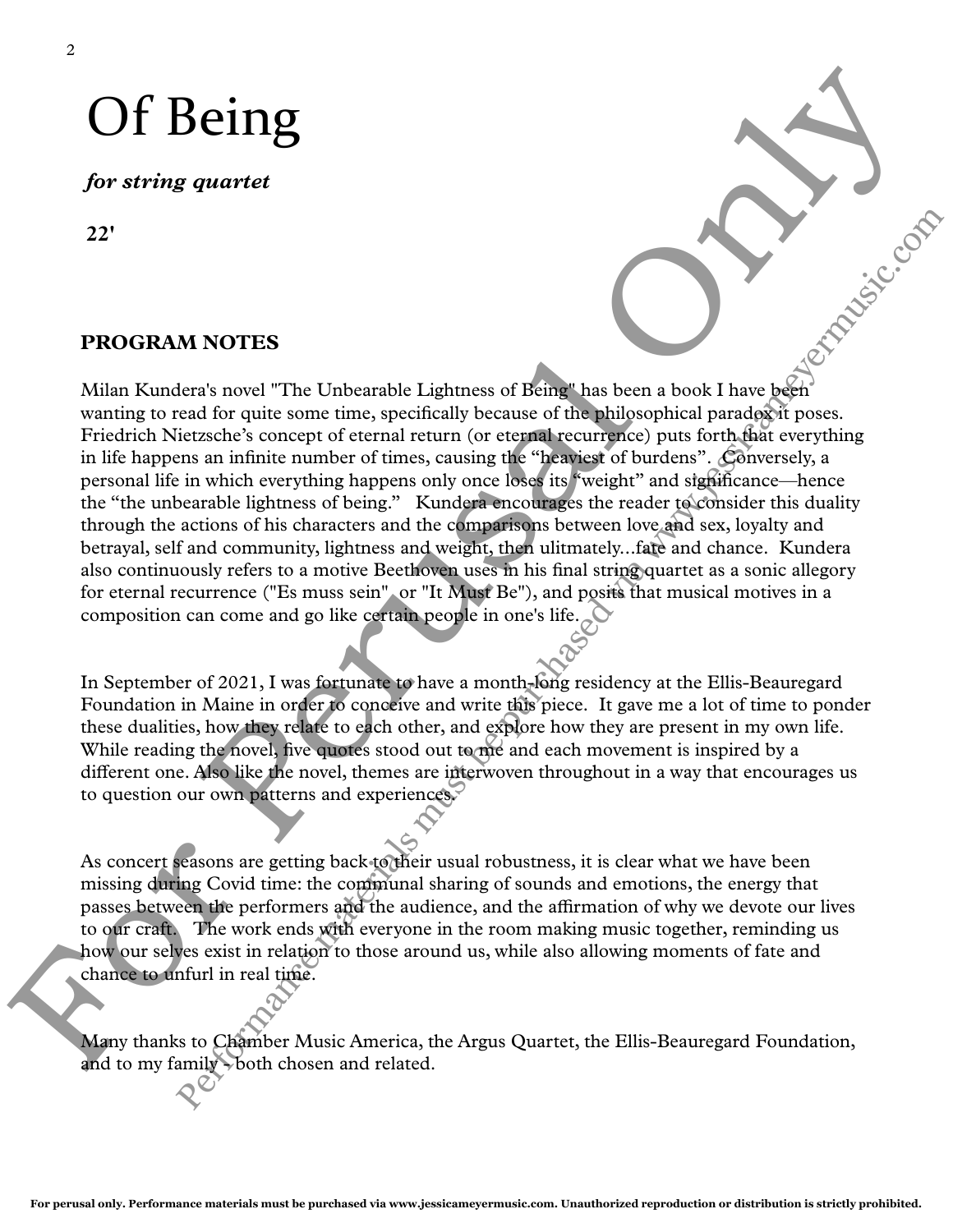# Of Being

***for string quartet***

**22'**

## PROGRAM NOTES

Milan Kundera's novel "The Unbearable Lightness of Being" has been a book I have been wanting to read for quite some time, specifically because of the philosophical paradox it poses. Friedrich Nietzsche's concept of eternal return (or eternal recurrence) puts forth that everything in life happens an infinite number of times, causing the "heaviest of burdens". Conversely, a personal life in which everything happens only once loses its "weight" and significance—hence the "the unbearable lightness of being." Kundera encourages the reader to consider this duality through the actions of his characters and the comparisons between love and sex, loyalty and betrayal, self and community, lightness and weight, then ulitmately...fate and chance. Kundera also continuously refers to a motive Beethoven uses in his final string quartet as a sonic allegory for eternal recurrence ("Es muss sein" or "It Must Be"), and posits that musical motives in a composition can come and go like certain people in one's life.

In September of 2021, I was fortunate to have a month-long residency at the Ellis-Beauregard Foundation in Maine in order to conceive and write this piece. It gave me a lot of time to ponder these dualities, how they relate to each other, and explore how they are present in my own life. While reading the novel, five quotes stood out to me and each movement is inspired by a different one. Also like the novel, themes are interwoven throughout in a way that encourages us to question our own patterns and experiences.

As concert seasons are getting back to their usual robustness, it is clear what we have been missing during Covid time: the communal sharing of sounds and emotions, the energy that passes between the performers and the audience, and the affirmation of why we devote our lives to our craft. The work ends with everyone in the room making music together, reminding us how our selves exist in relation to those around us, while also allowing moments of fate and chance to unfurl in real time.

Many thanks to Chamber Music America, the Argus Quartet, the Ellis-Beauregard Foundation, and to my family - both chosen and related.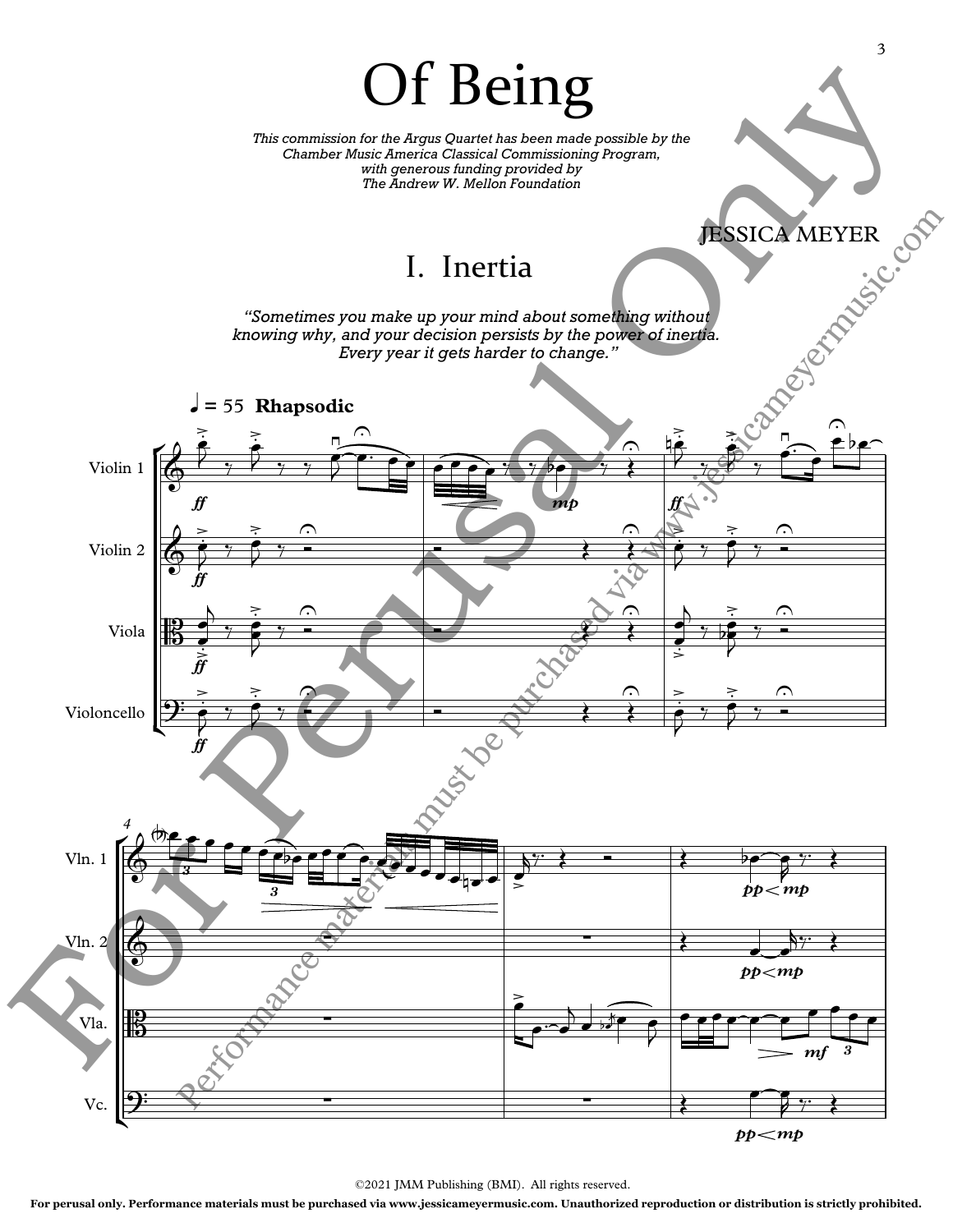# Of Being

*This commission for the Argus Quartet has been made possible by the Chamber Music America Classical Commissioning Program, with generous funding provided by The Andrew W. Mellon Foundation*

JESSICA MEYER

## I. Inertia

*"Sometimes you make up your mind about something without knowing why, and your decision persists by the power of inertia. Every year it gets harder to change."*

♩ = 55 **Rhapsodic**

Violin 1

Violin 2

Viola

Violoncello

©2021 JMM Publishing (BMI). All rights reserved.

**For perusal only. Performance materials must be purchased via www.jessicameyermusic.com. Unauthorized reproduction or distribution is strictly prohibited.**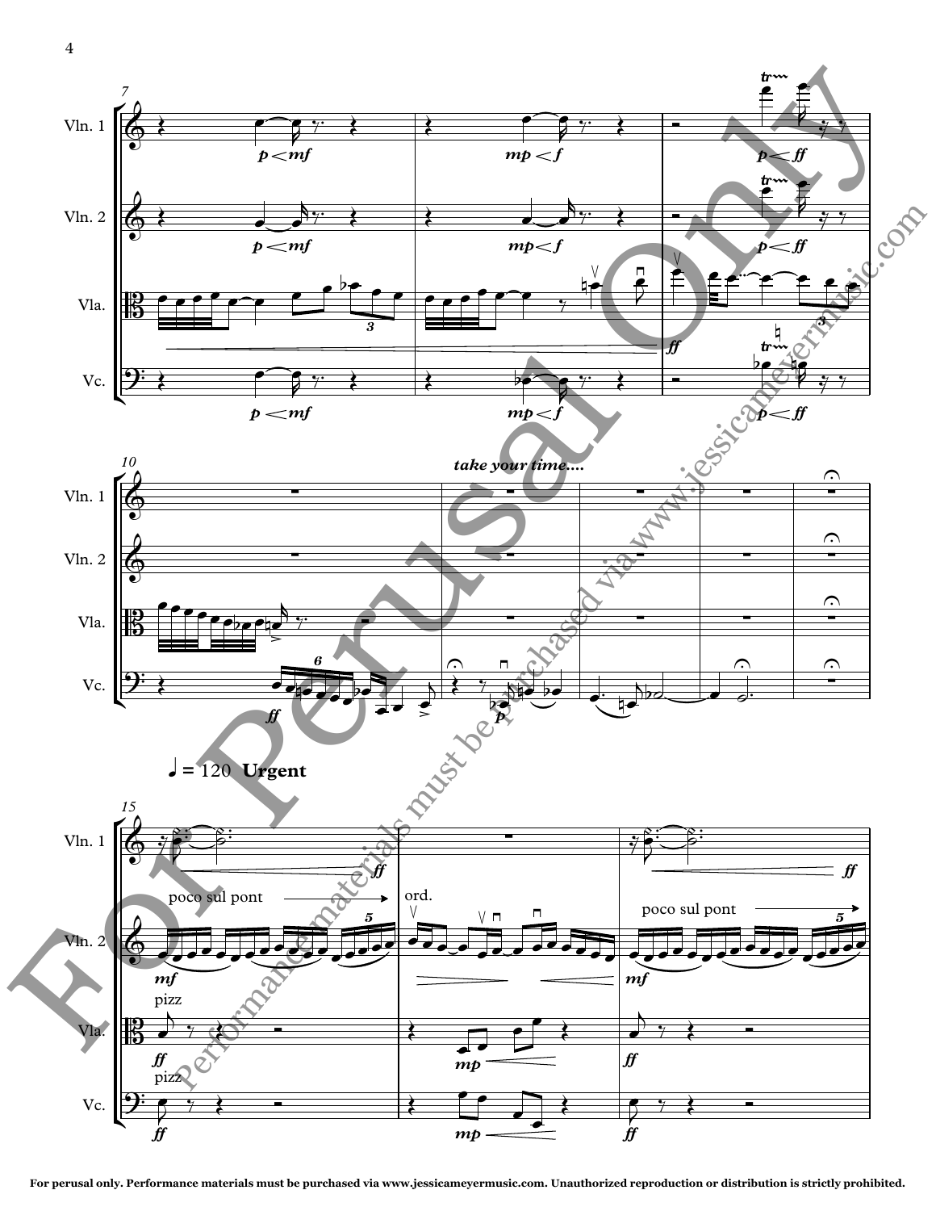take your time....

♩ = 120 **Urgent**

poco sul pont

ord.

poco sul pont

pizz

pizz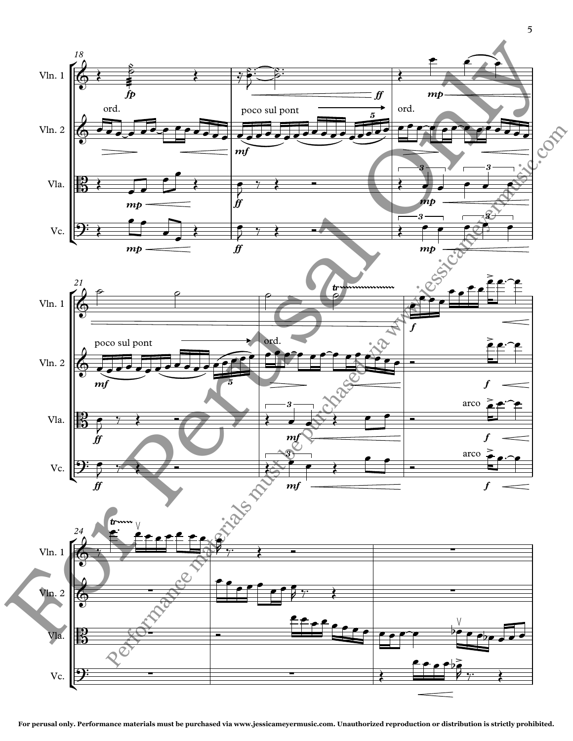Vln. 1

Vln. 2

Vla.

Vc.

18

ord.

poco sul pont

ord.

21

poco sul pont

ord.

arco

arco

24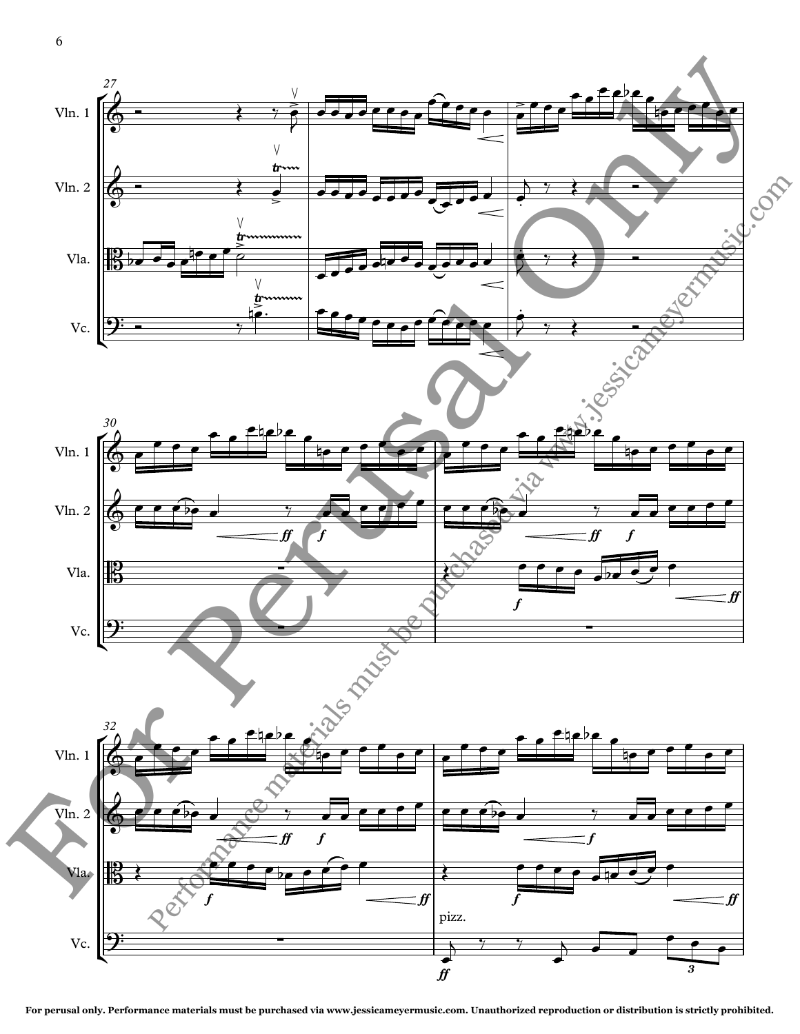For Perusal Only

Performance materials must be purchased via www.jessicameyermusic.com

For perusal only. Performance materials must be purchased via www.jessicameyermusic.com. Unauthorized reproduction or distribution is strictly prohibited.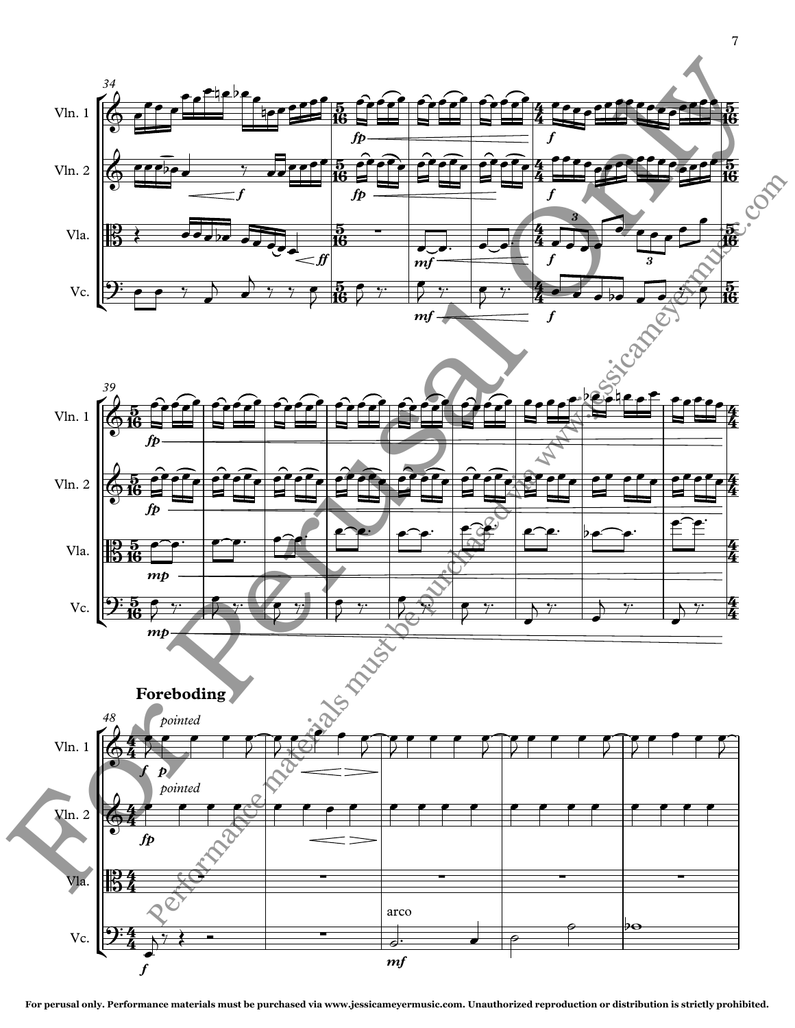**Foreboding**

For perusal only. Performance materials must be purchased via www.jessicameyermusic.com. Unauthorized reproduction or distribution is strictly prohibited.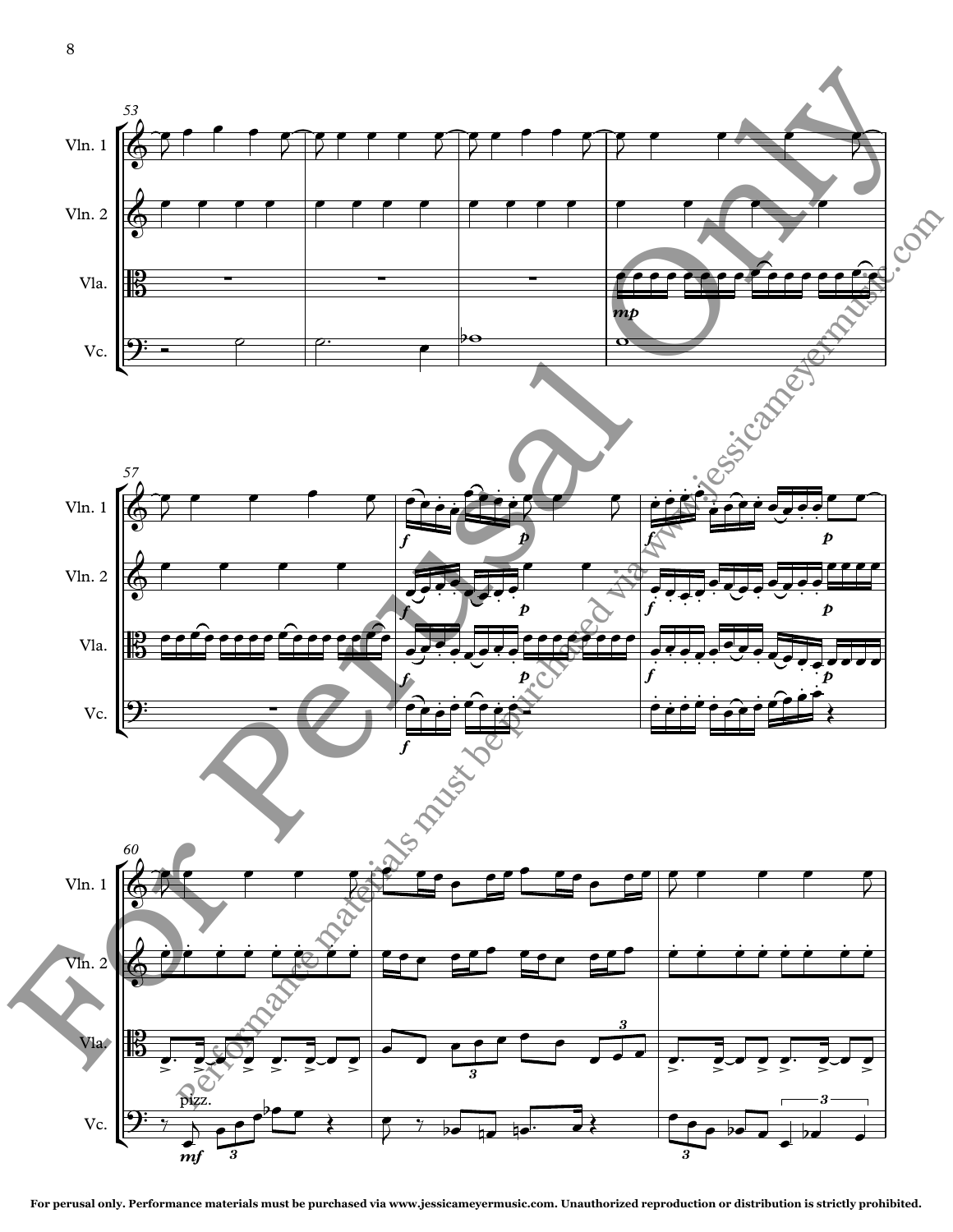For perusal only. Performance materials must be purchased via www.jessicameyermusic.com. Unauthorized reproduction or distribution is strictly prohibited.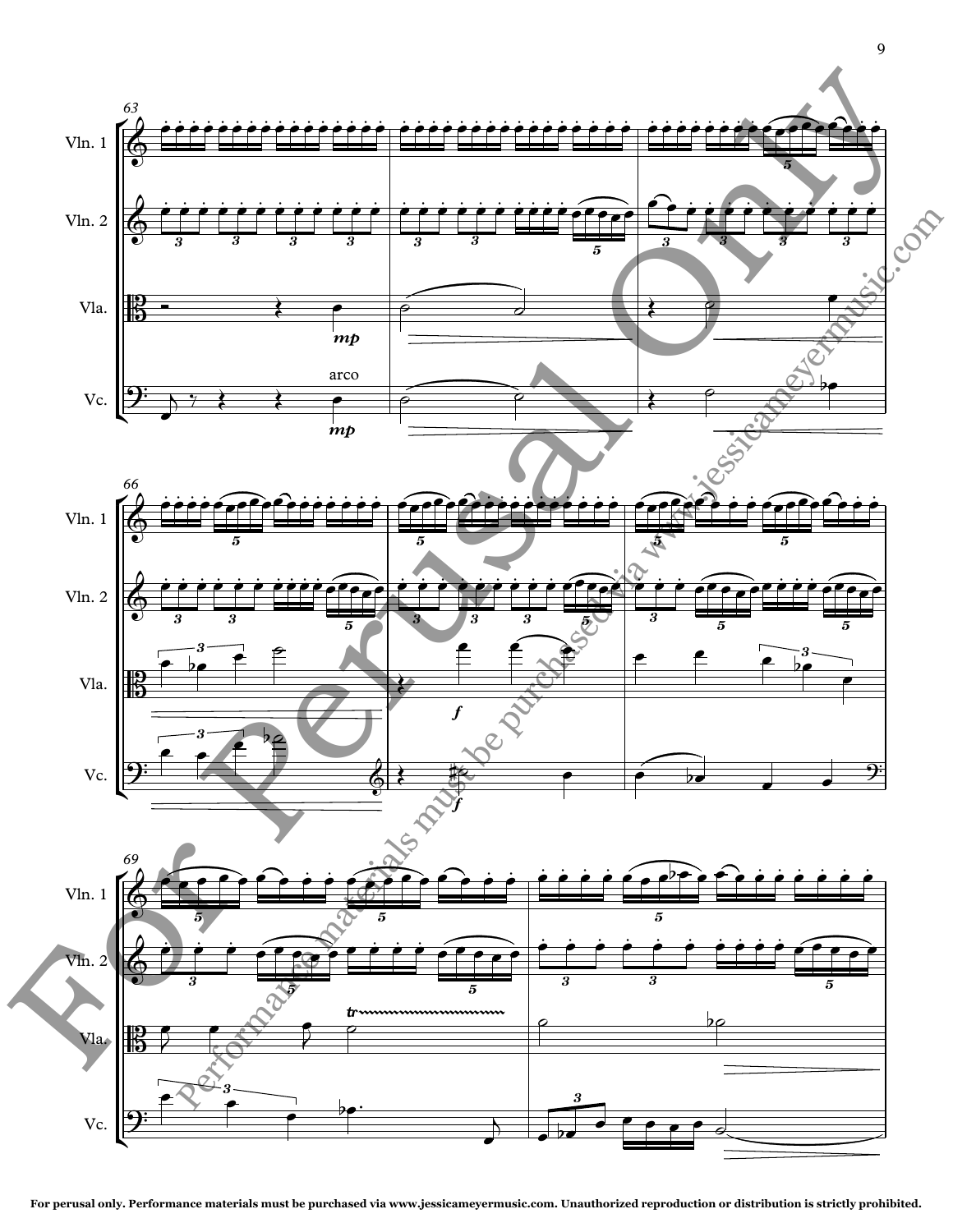Vln. 1

Vln. 2

Vla.

Vc.

*mp*

arco

*mp*

*f*

*f*

Performance materials must be purchased via www.jessicameyermusic.com

For Perusal Only

For perusal only. Performance materials must be purchased via www.jessicameyermusic.com. Unauthorized reproduction or distribution is strictly prohibited.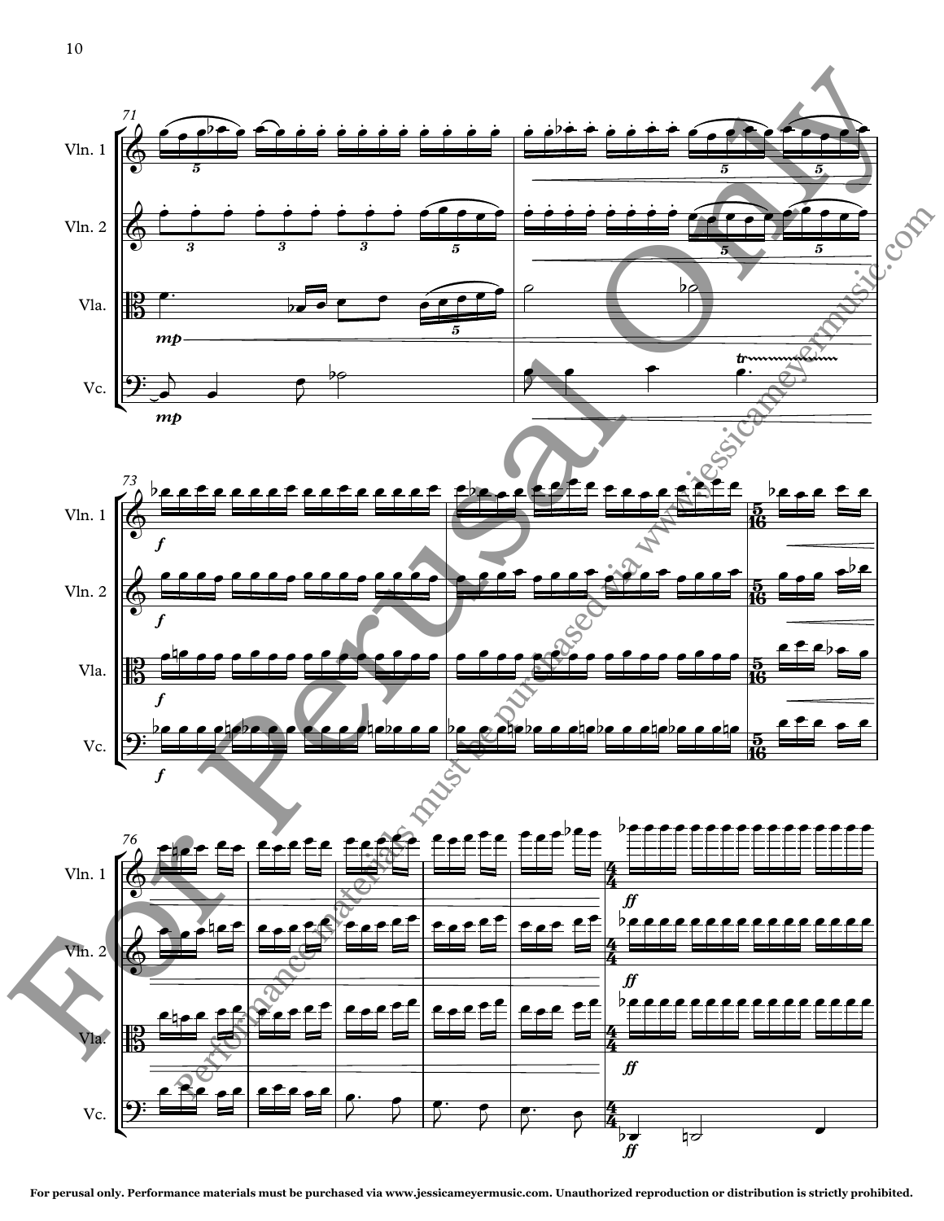Vln. 1

Vln. 2

Vla.

Vc.

For perusal only. Performance materials must be purchased via www.jessicameyermusic.com. Unauthorized reproduction or distribution is strictly prohibited.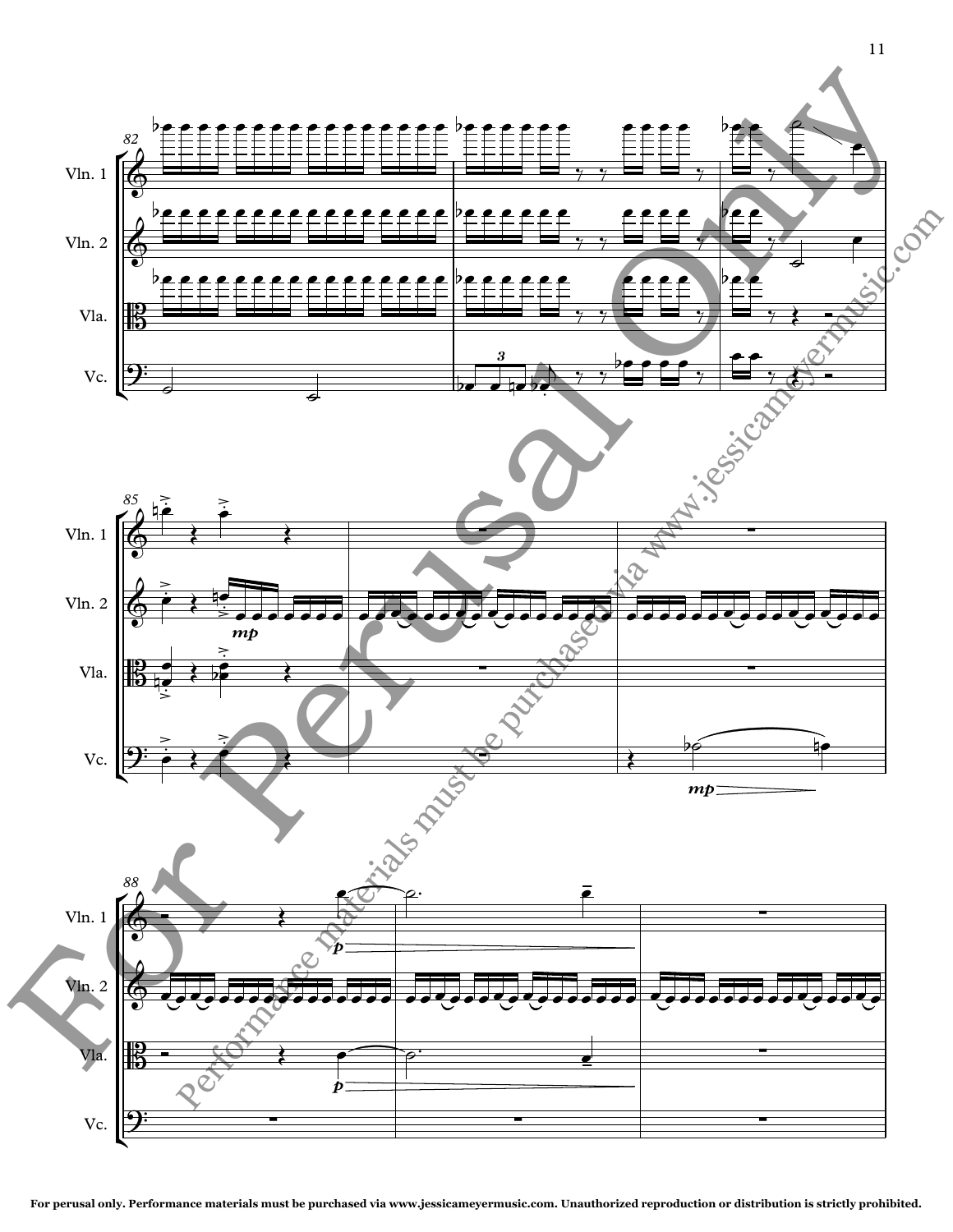For perusal only. Performance materials must be purchased via www.jessicameyermusic.com. Unauthorized reproduction or distribution is strictly prohibited.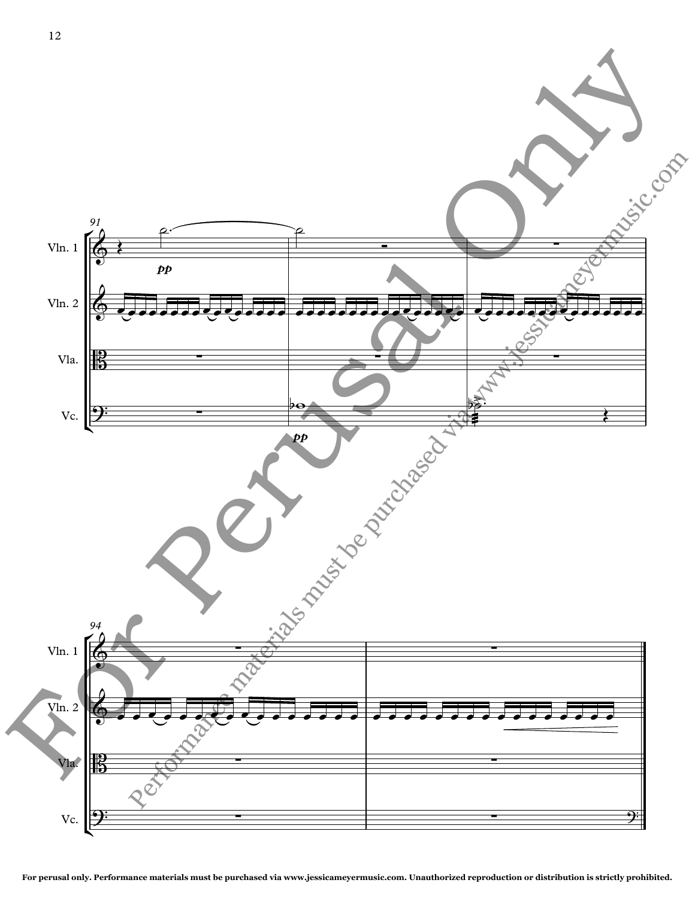For perusal only. Performance materials must be purchased via www.jessicameyermusic.com. Unauthorized reproduction or distribution is strictly prohibited.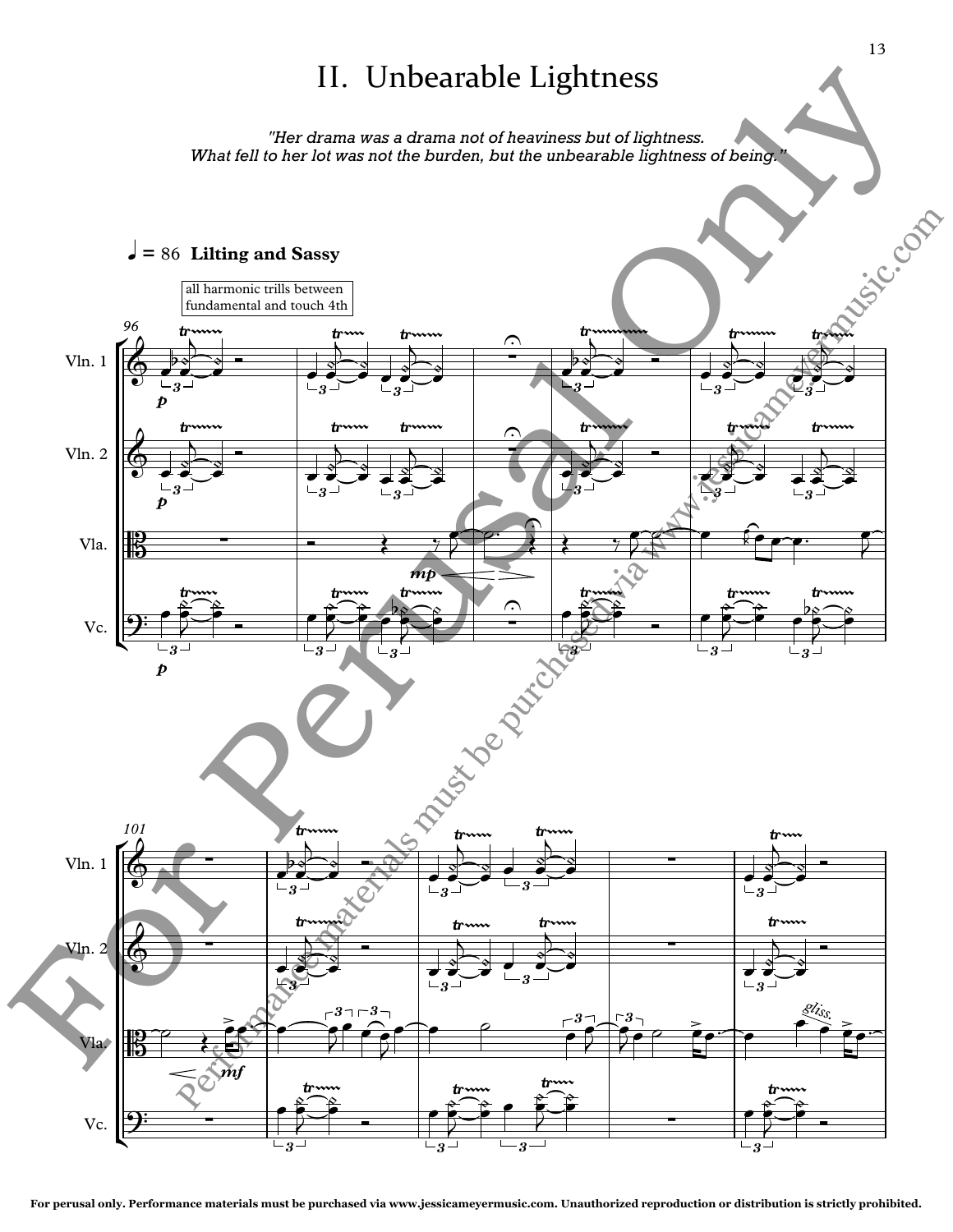# II. Unbearable Lightness

*"Her drama was a drama not of heaviness but of lightness. What fell to her lot was not the burden, but the unbearable lightness of being."*

♩ = 86 **Lilting and Sassy**

all harmonic trills between fundamental and touch 4th

For perusal only. Performance materials must be purchased via www.jessicameyermusic.com. Unauthorized reproduction or distribution is strictly prohibited.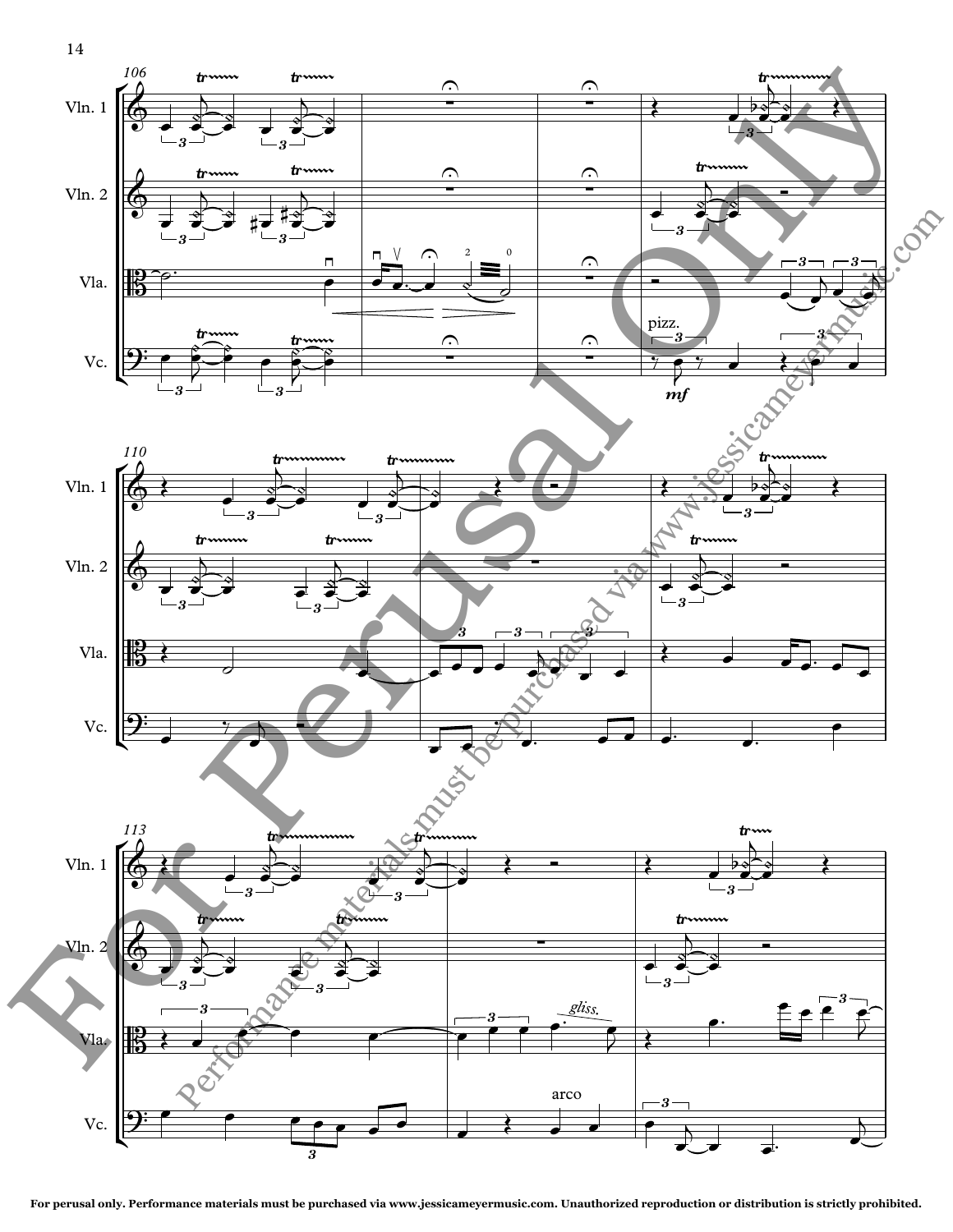For perusal only. Performance materials must be purchased via www.jessicameyermusic.com. Unauthorized reproduction or distribution is strictly prohibited.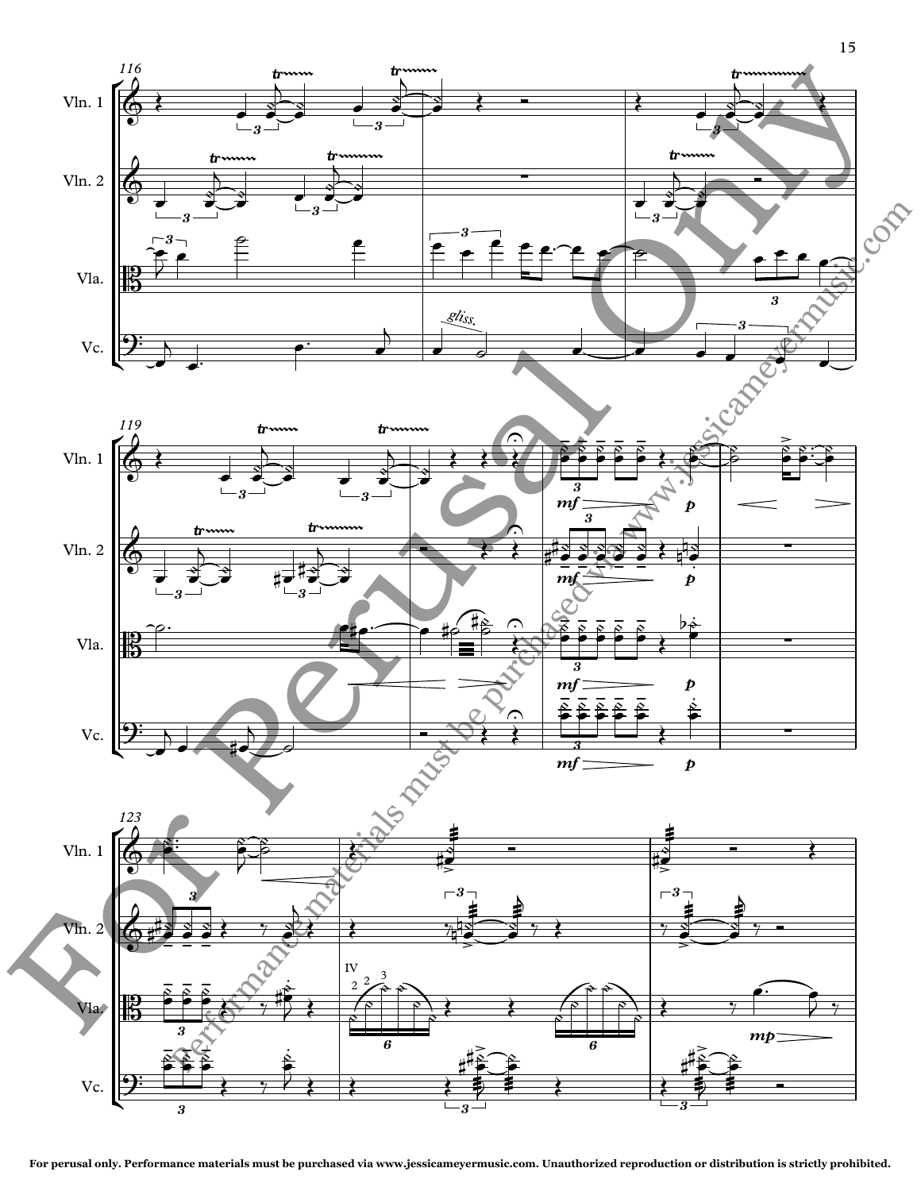For perusal only. Performance materials must be purchased via www.jessicameyermusic.com. Unauthorized reproduction or distribution is strictly prohibited.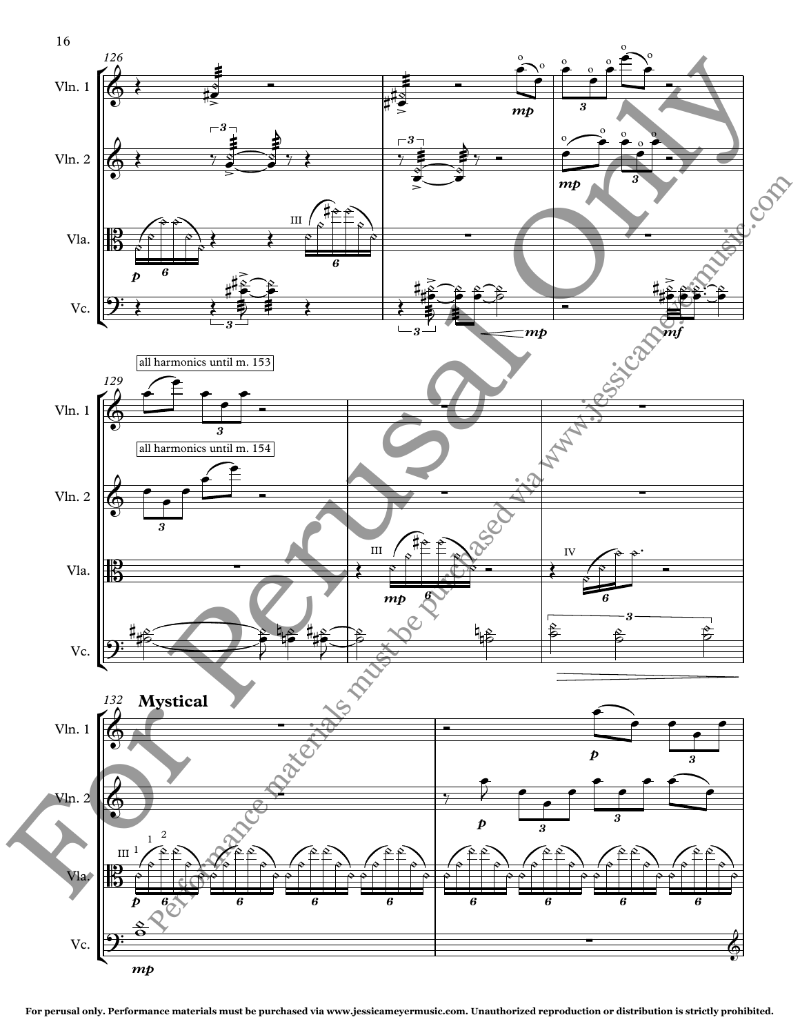Vln. 1

Vln. 2

Vla.

Vc.

all harmonics until m. 153

all harmonics until m. 154

**Mystical**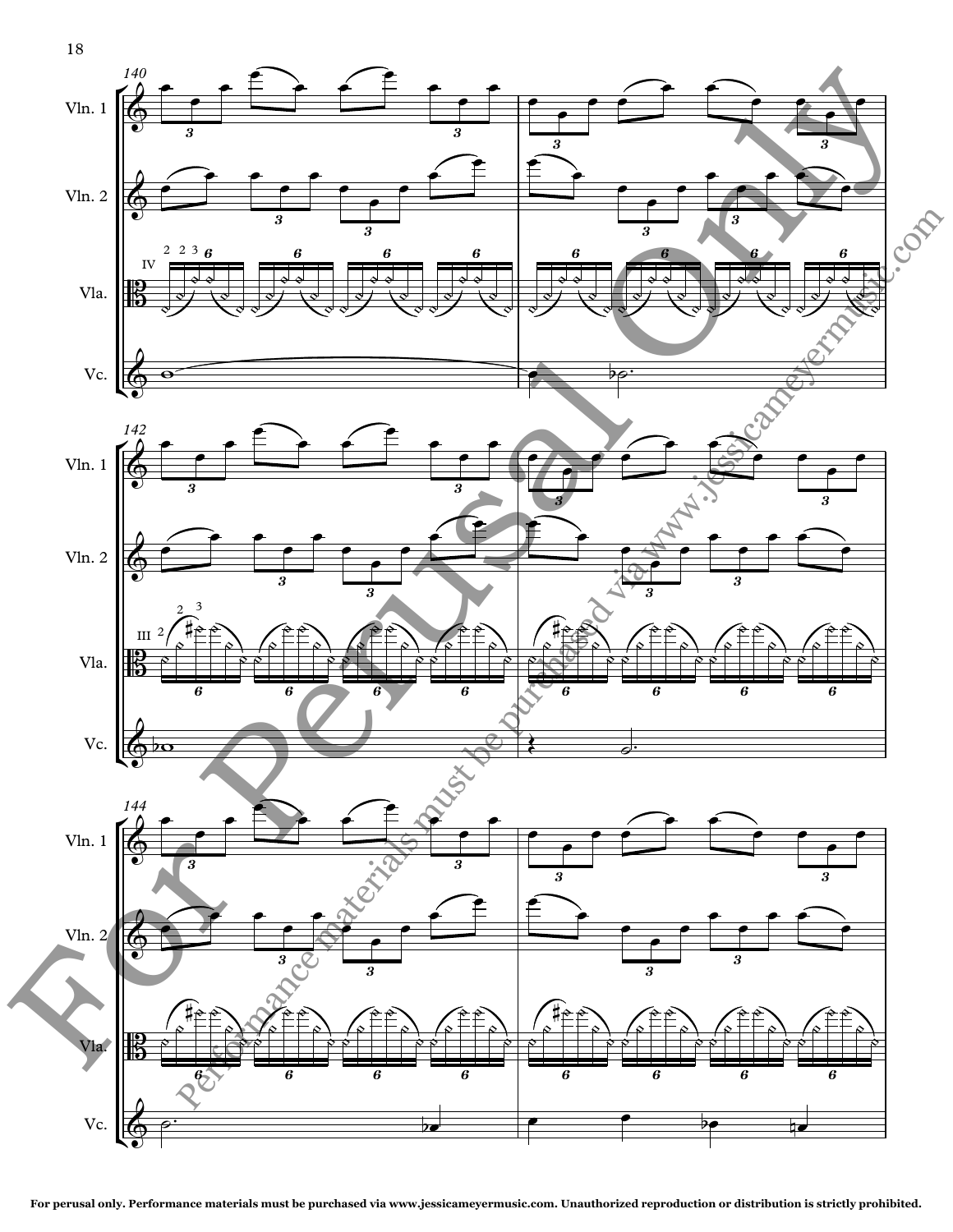For perusal only. Performance materials must be purchased via www.jessicameyermusic.com. Unauthorized reproduction or distribution is strictly prohibited.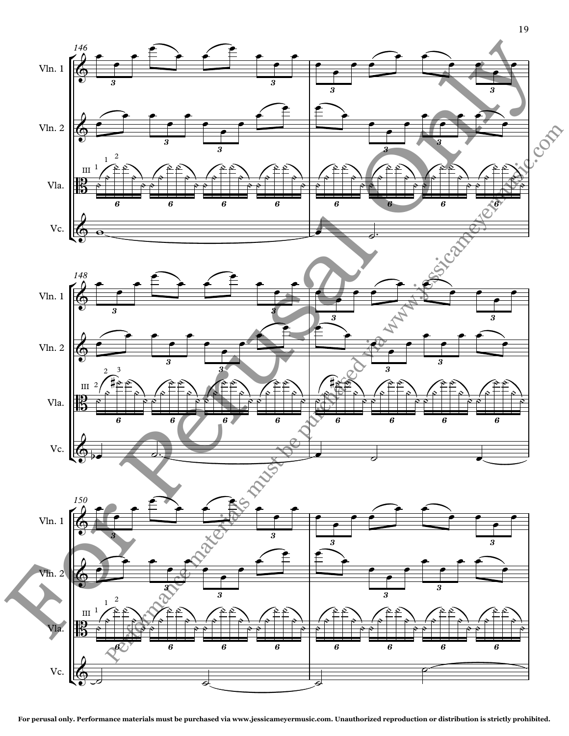Vln. 1

Vln. 2

Vla.

Vc.

For Perusal Only

Performance materials must be purchased via www.jessicameyermusic.com

For perusal only. Performance materials must be purchased via www.jessicameyermusic.com. Unauthorized reproduction or distribution is strictly prohibited.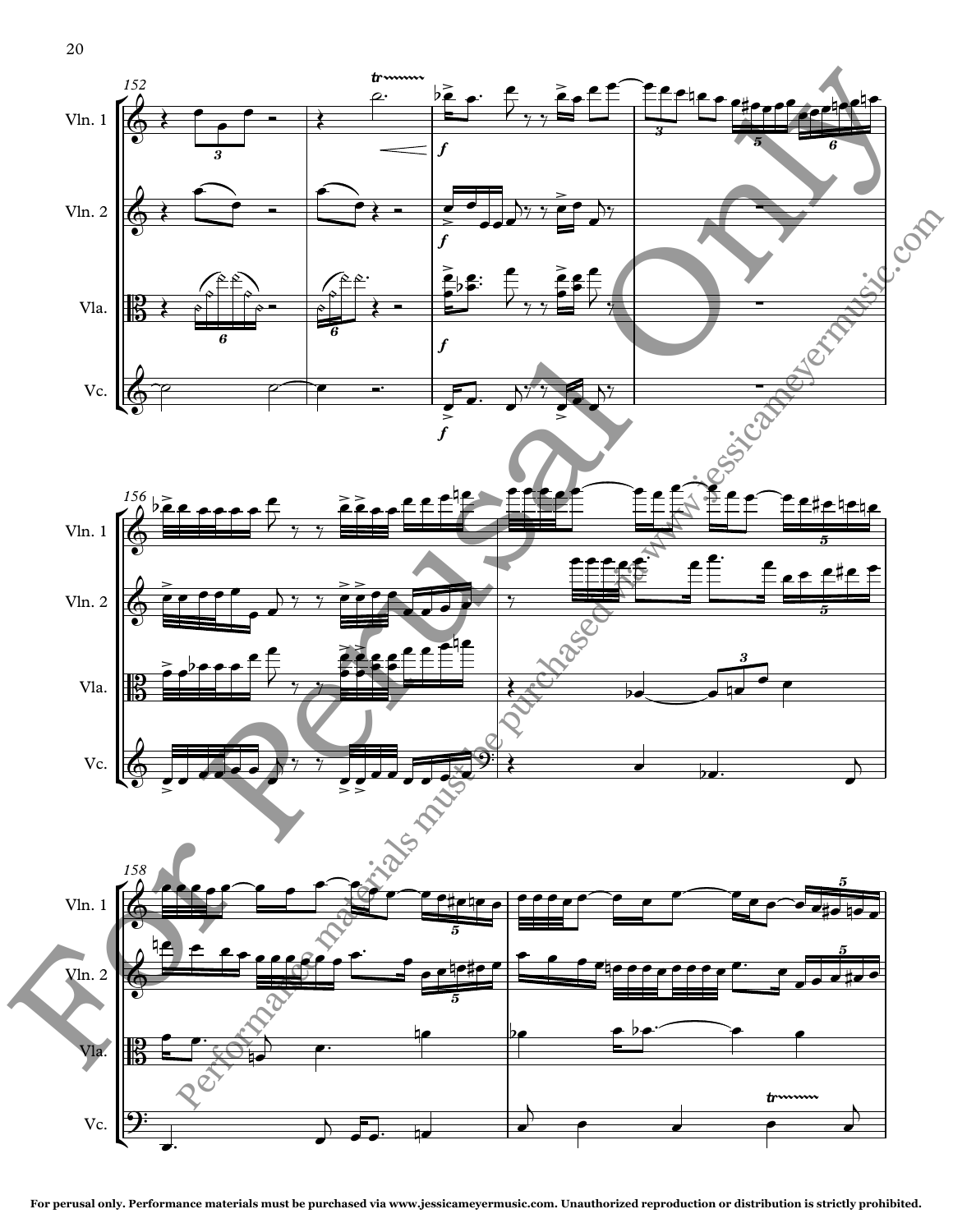For Perusal Only

Performance materials must be purchased via www.jessicameyermusic.com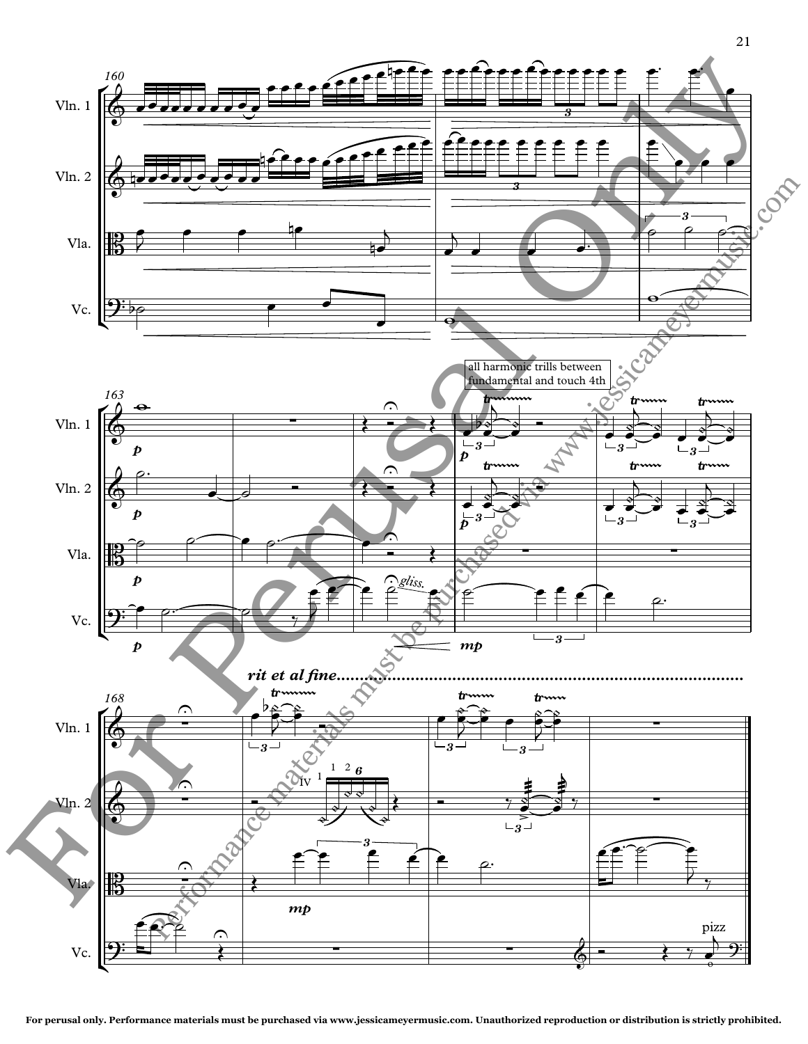all harmonic trills between fundamental and touch 4th

*rit et al fine*

For perusal only. Performance materials must be purchased via www.jessicameyermusic.com. Unauthorized reproduction or distribution is strictly prohibited.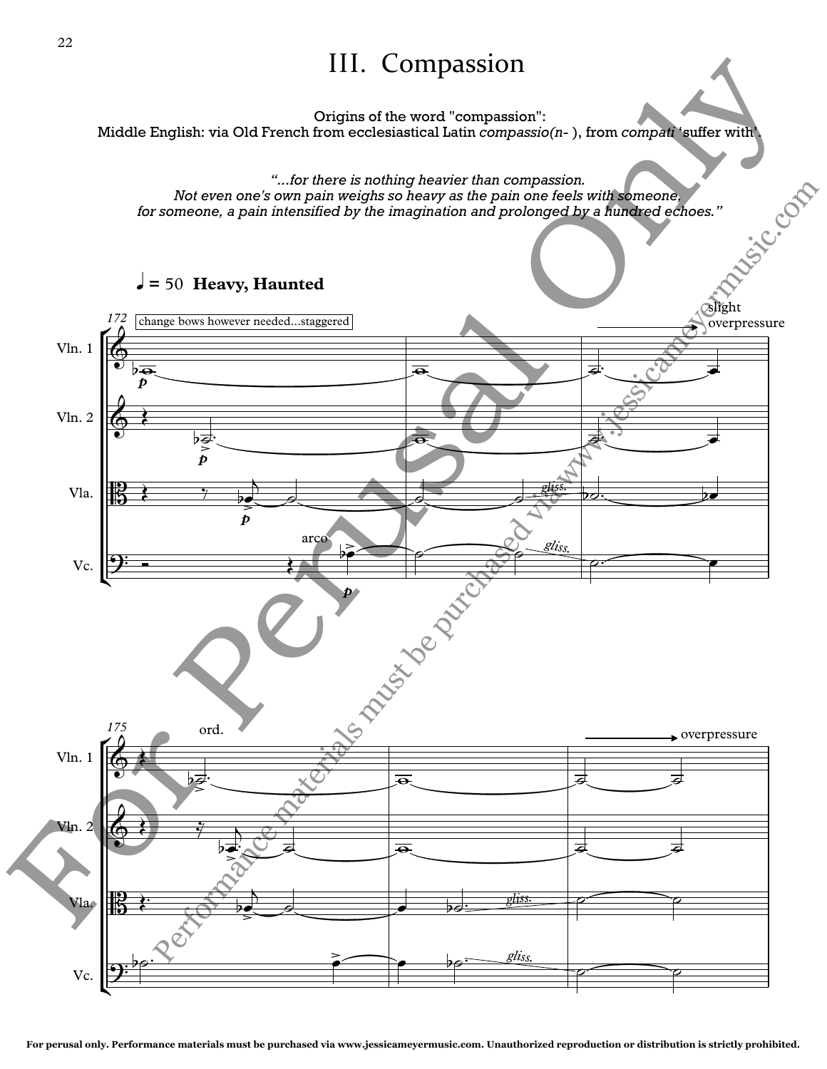# III. Compassion

Origins of the word "compassion":
Middle English: via Old French from ecclesiastical Latin *compassio(n- )*, from *compati* 'suffer with'.

*"...for there is nothing heavier than compassion.*
*Not even one's own pain weighs so heavy as the pain one feels with someone,*
*for someone, a pain intensified by the imagination and prolonged by a hundred echoes."*

♩ = 50 **Heavy, Haunted**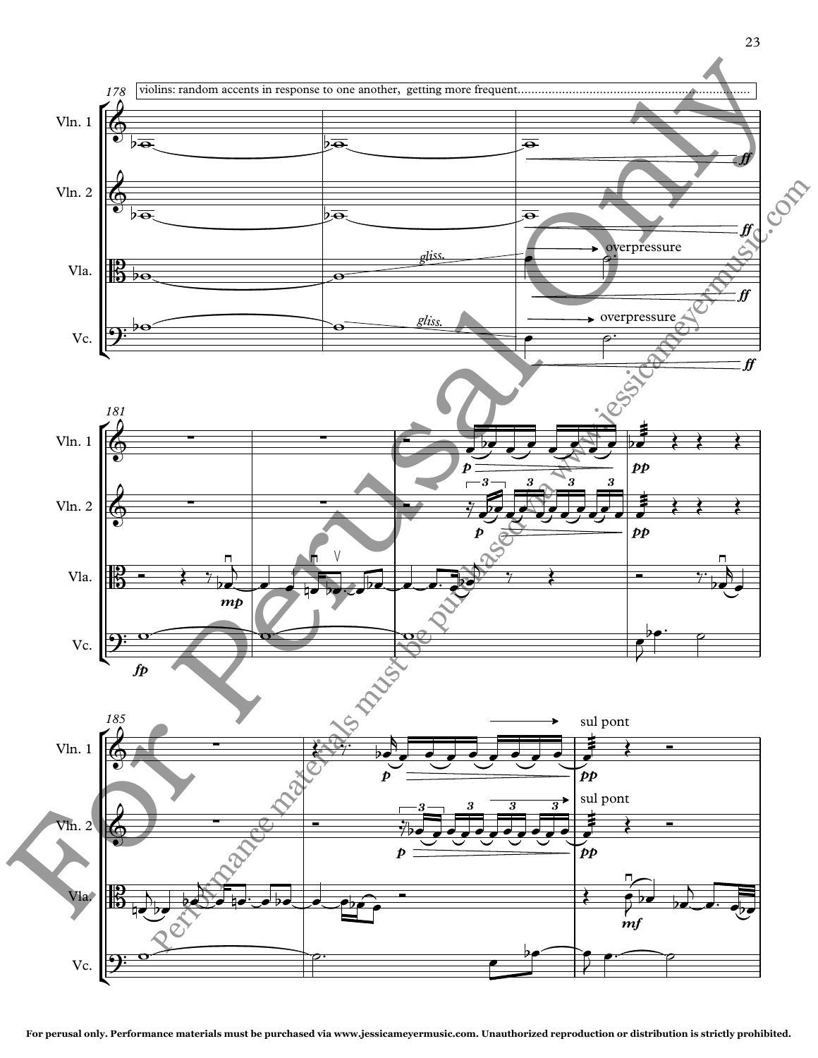violins: random accents in response to one another, getting more frequent.......................................................................

For perusal only. Performance materials must be purchased via www.jessicameyermusic.com. Unauthorized reproduction or distribution is strictly prohibited.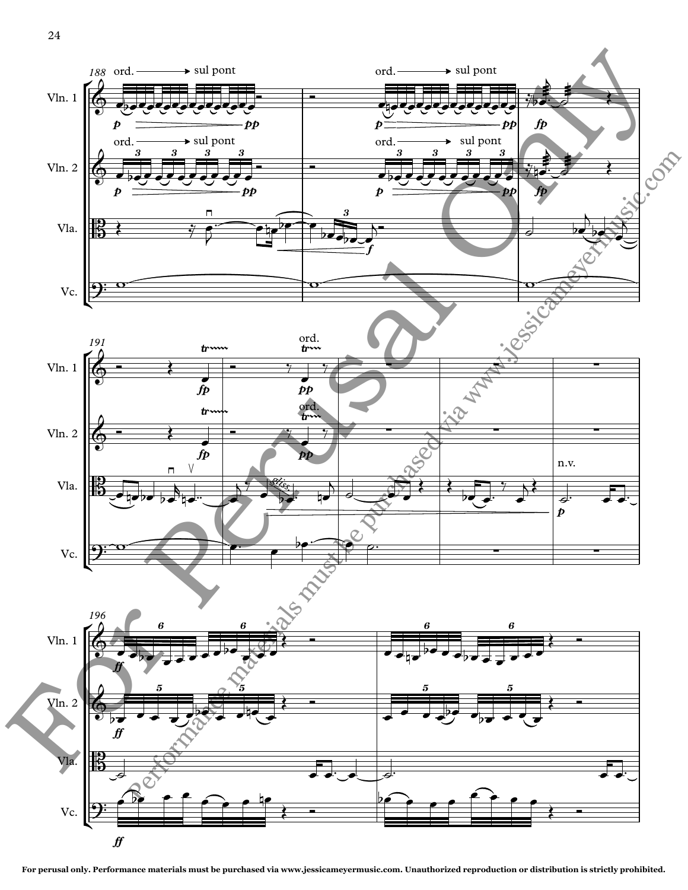For perusal only. Performance materials must be purchased via www.jessicameyermusic.com. Unauthorized reproduction or distribution is strictly prohibited.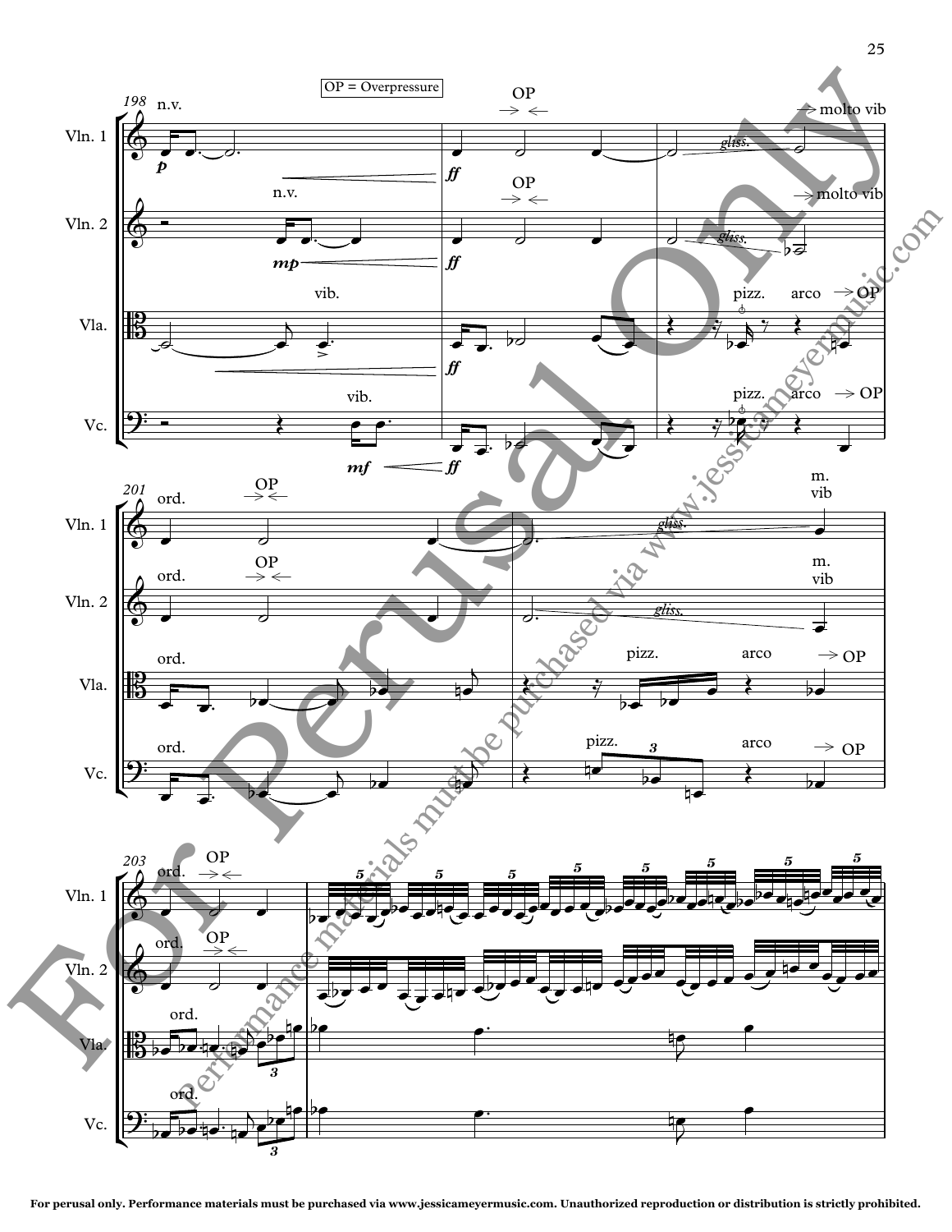OP = Overpressure

For perusal only. Performance materials must be purchased via www.jessicameyermusic.com. Unauthorized reproduction or distribution is strictly prohibited.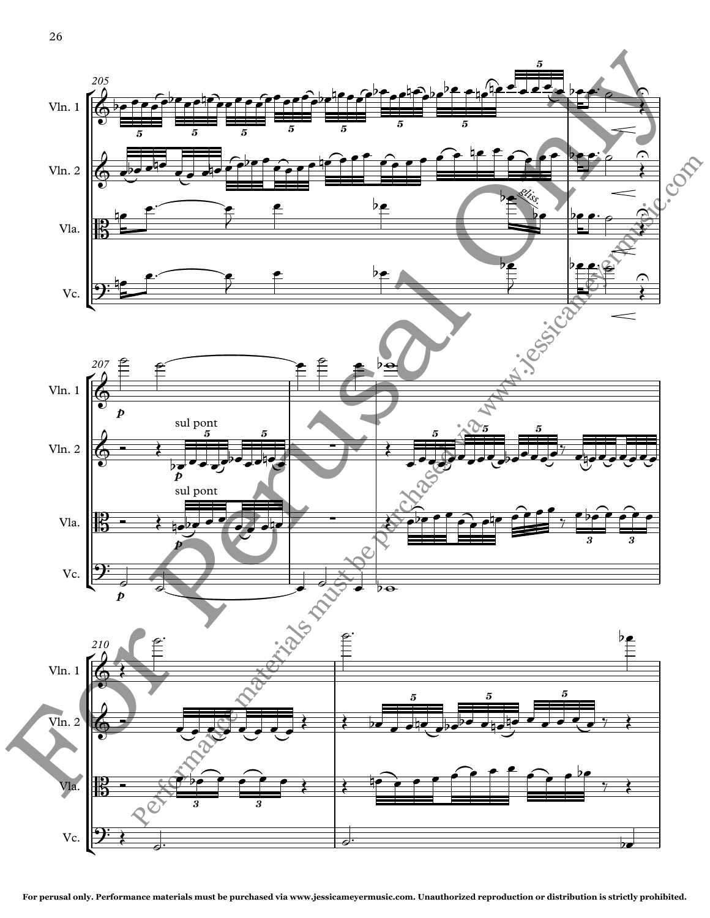For perusal only. Performance materials must be purchased via www.jessicameyermusic.com. Unauthorized reproduction or distribution is strictly prohibited.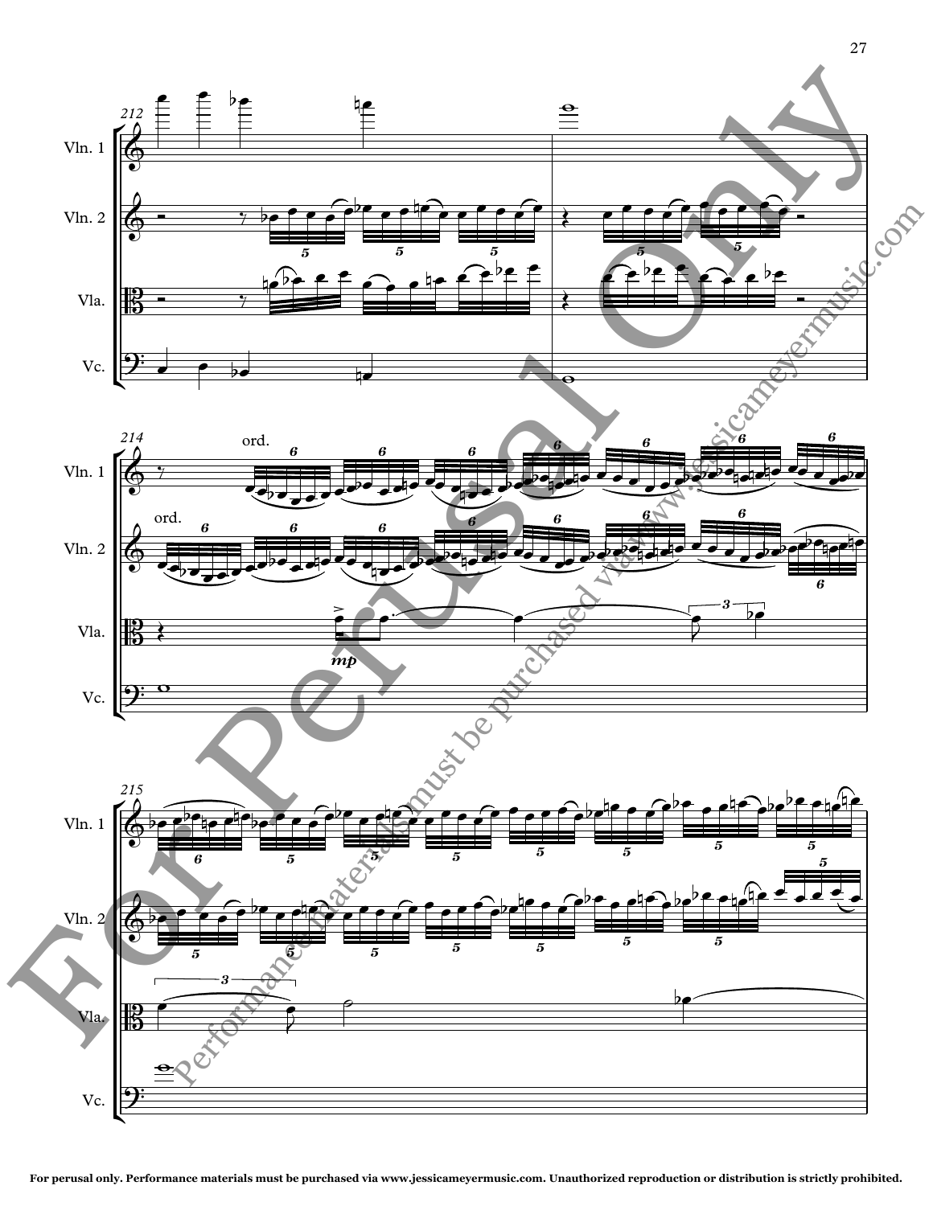Vln. 1

Vln. 2

Vla.

Vc.

ord.

ord.

*mp*

For Perusal Only

Performance materials must be purchased via www.jessicameyermusic.com

For perusal only. Performance materials must be purchased via www.jessicameyermusic.com. Unauthorized reproduction or distribution is strictly prohibited.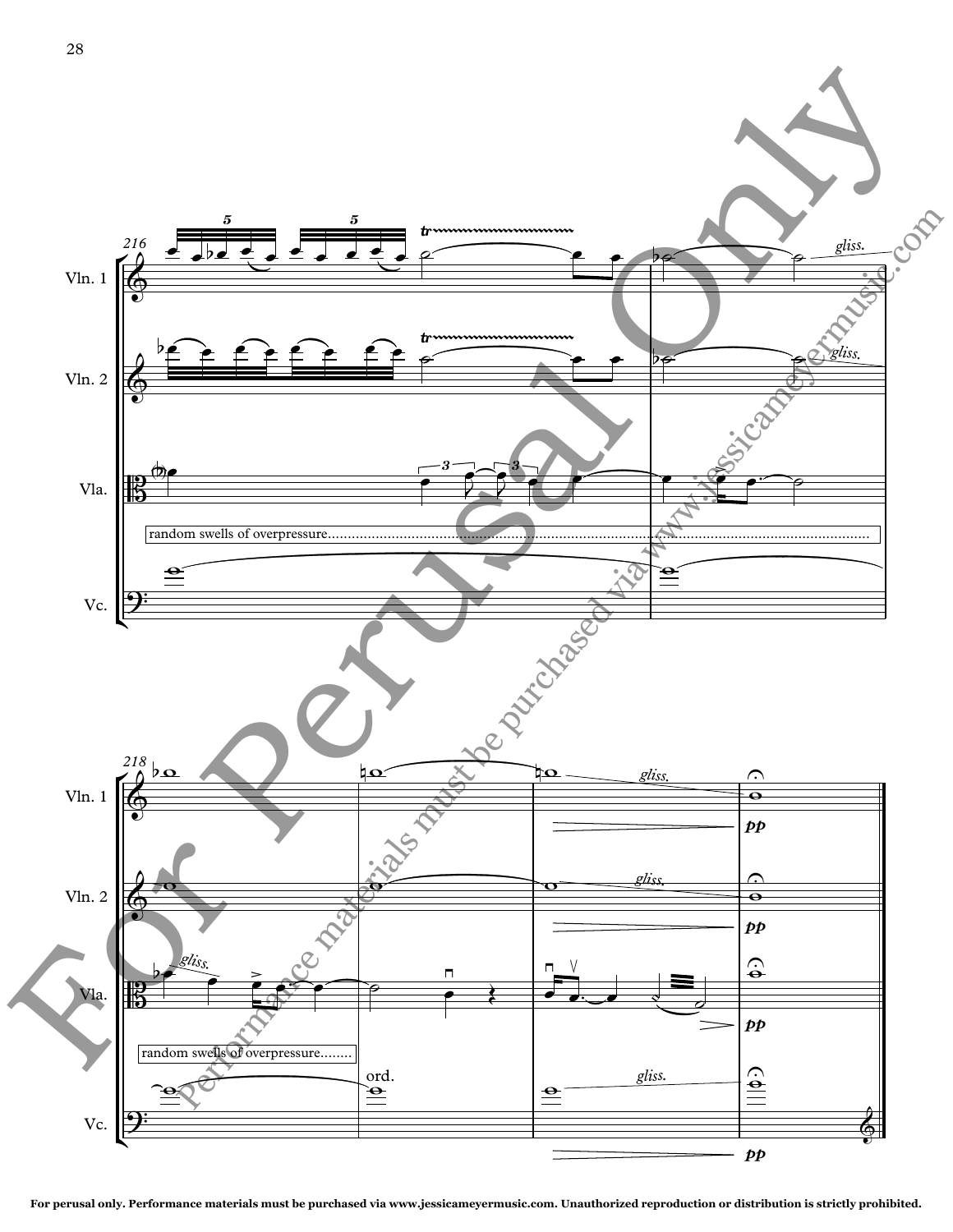216

Vln. 1

Vln. 2

Vla.

random swells of overpressure

Vc.

218

Vln. 1

Vln. 2

Vla.

random swells of overpressure

ord.

Vc.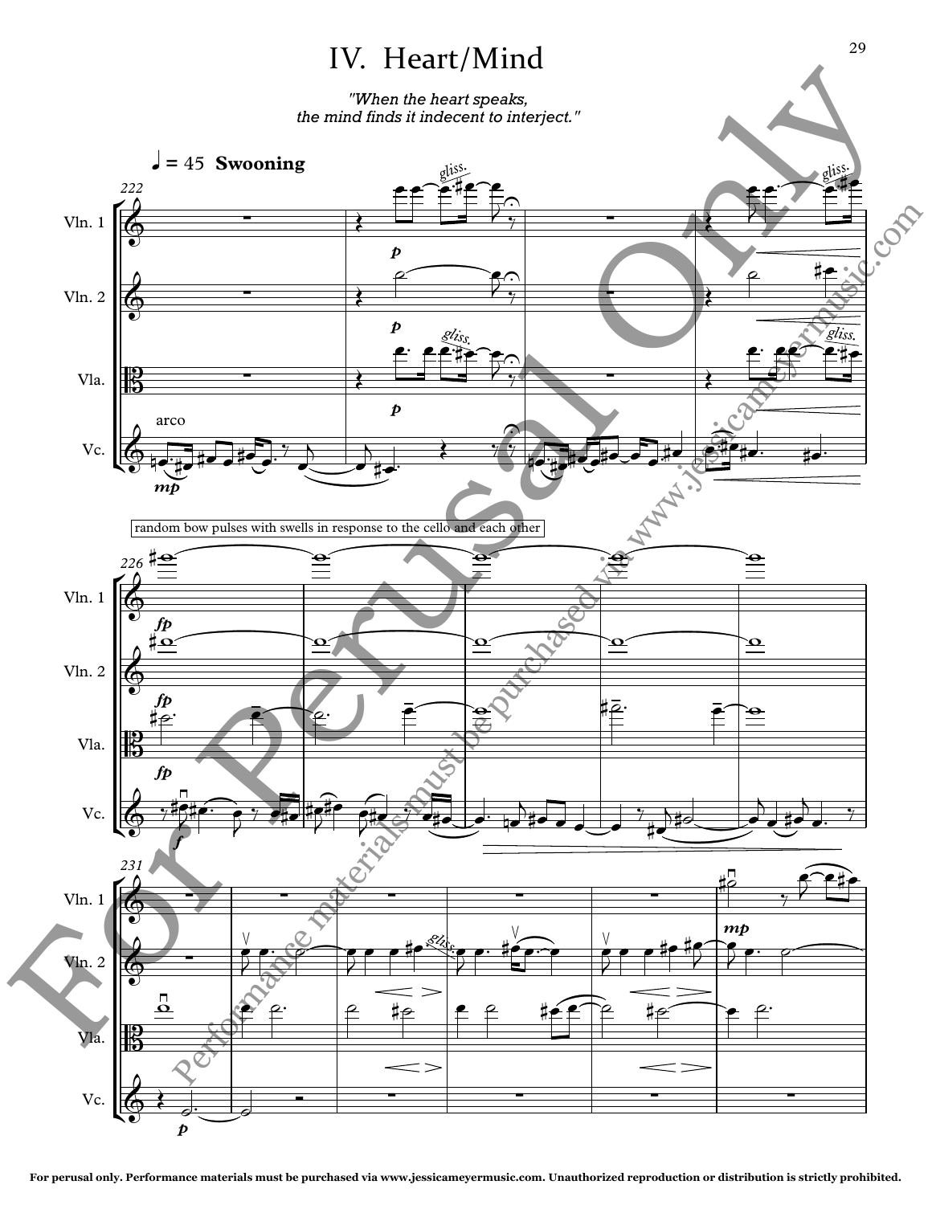# IV. Heart/Mind

*"When the heart speaks,
the mind finds it indecent to interject."*

**For perusal only. Performance materials must be purchased via www.jessicameyermusic.com. Unauthorized reproduction or distribution is strictly prohibited.**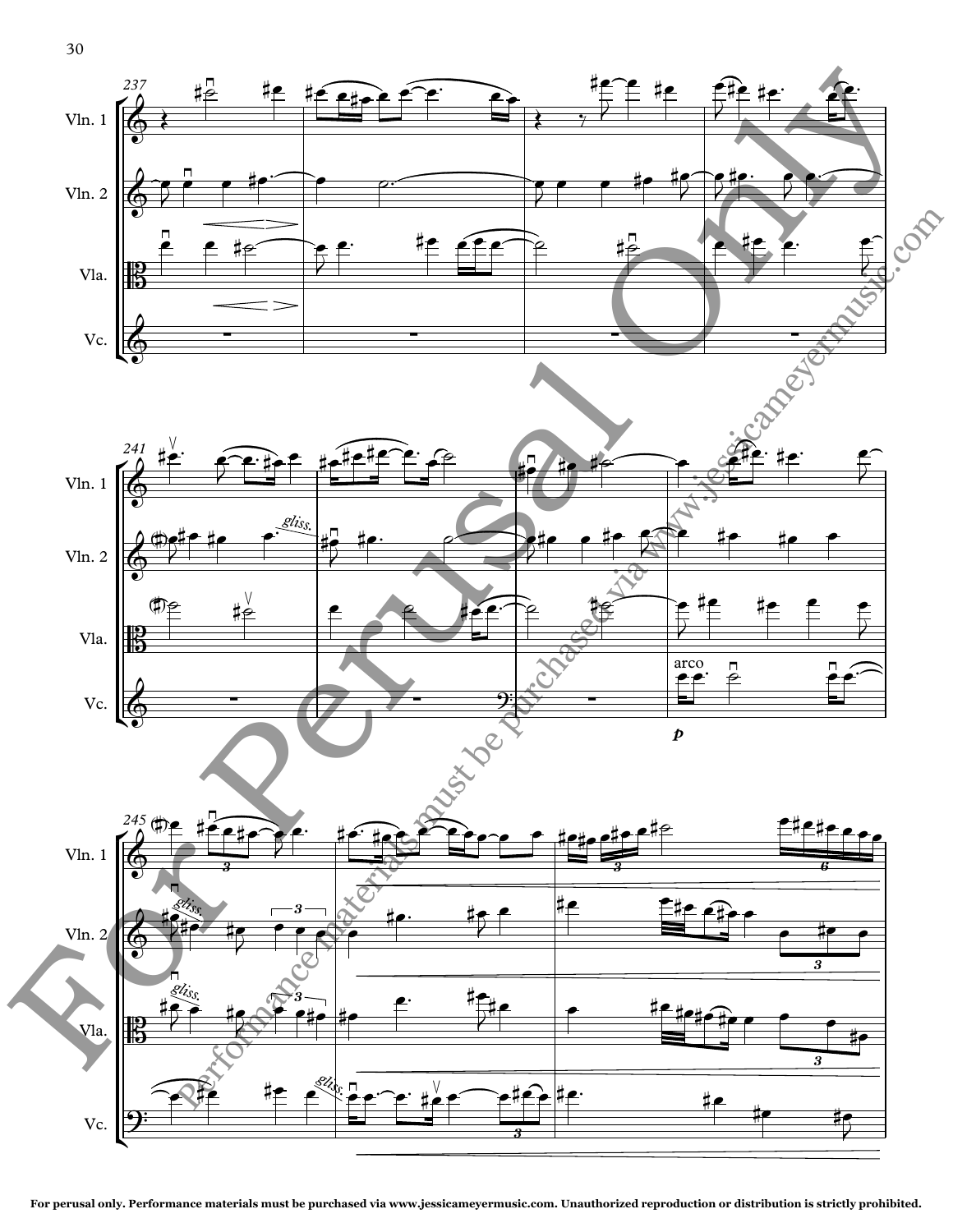Vln. 1

Vln. 2

Vla.

Vc.

237

241

*gliss.*

arco

*p*

245

*gliss.*

*gliss.*

*gliss.*

3

6

For Perusal Only

Performance materials must be purchased via www.jessicameyermusic.com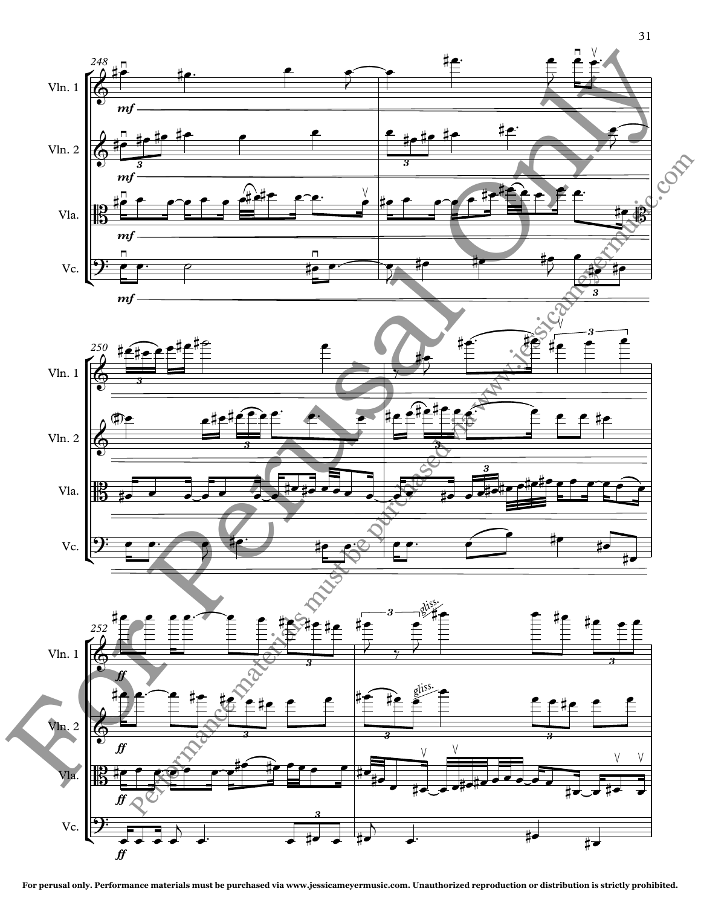For perusal only. Performance materials must be purchased via www.jessicameyermusic.com. Unauthorized reproduction or distribution is strictly prohibited.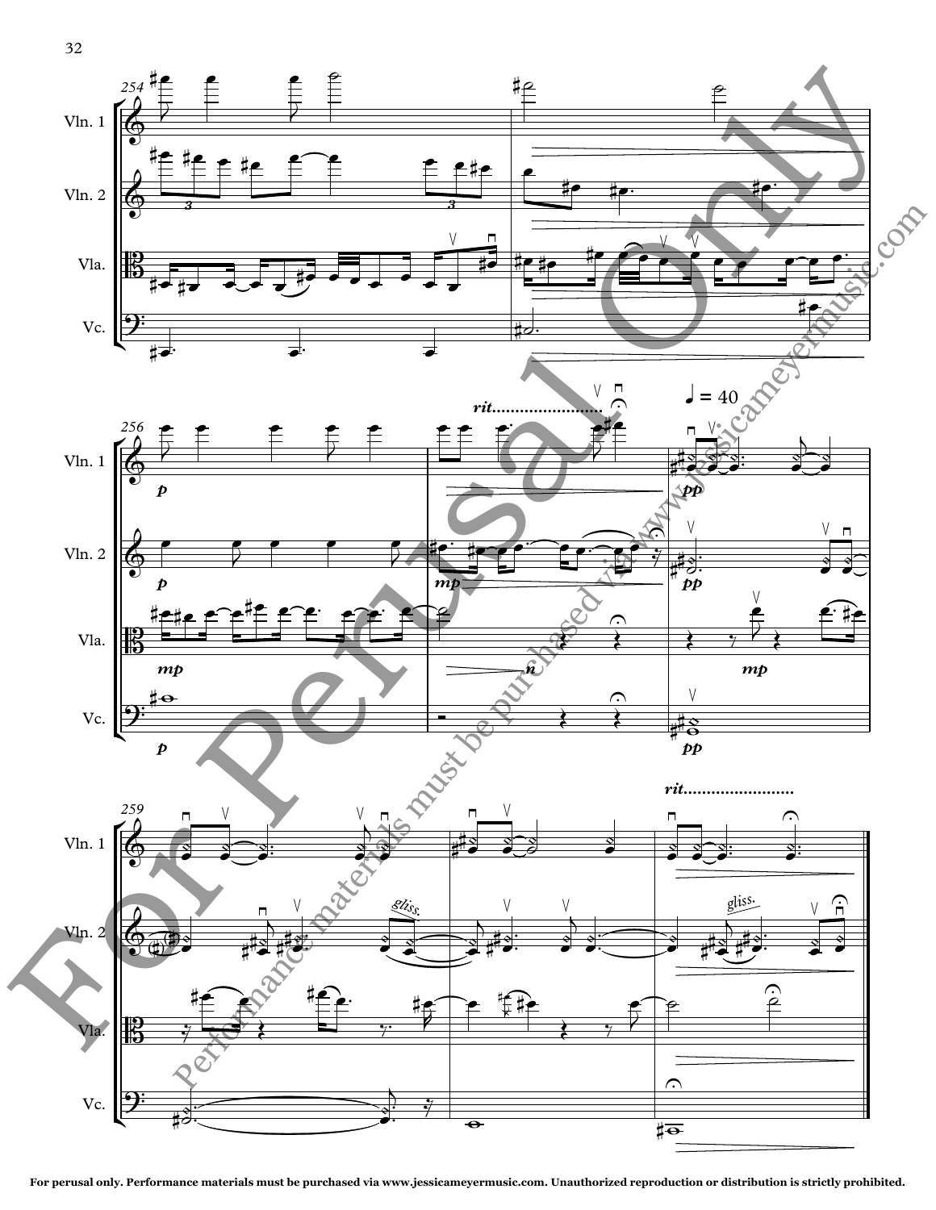For perusal only. Performance materials must be purchased via www.jessicameyermusic.com. Unauthorized reproduction or distribution is strictly prohibited.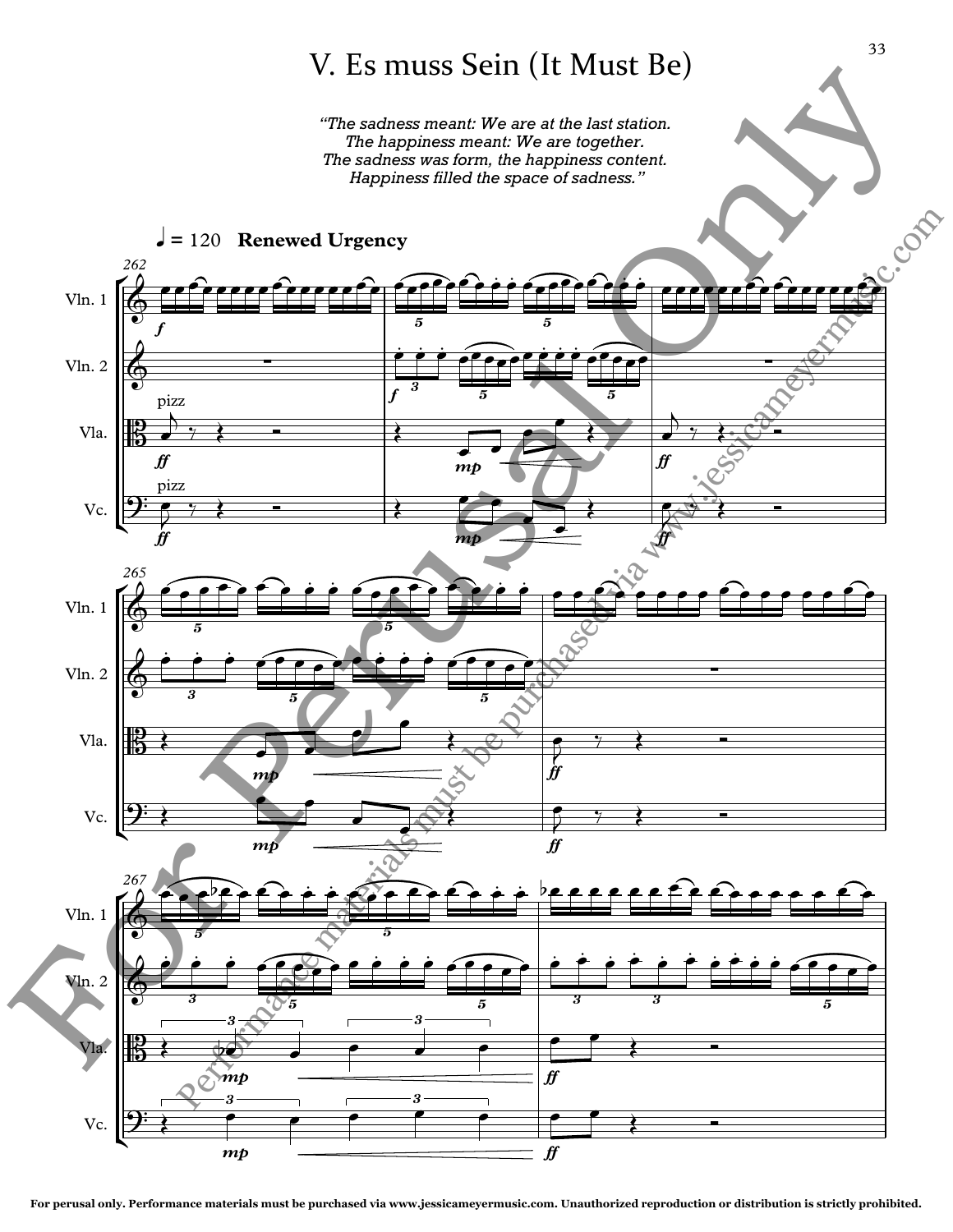# V. Es muss Sein (It Must Be)

*"The sadness meant: We are at the last station.*
*The happiness meant: We are together.*
*The sadness was form, the happiness content.*
*Happiness filled the space of sadness."*

♩ = 120 **Renewed Urgency**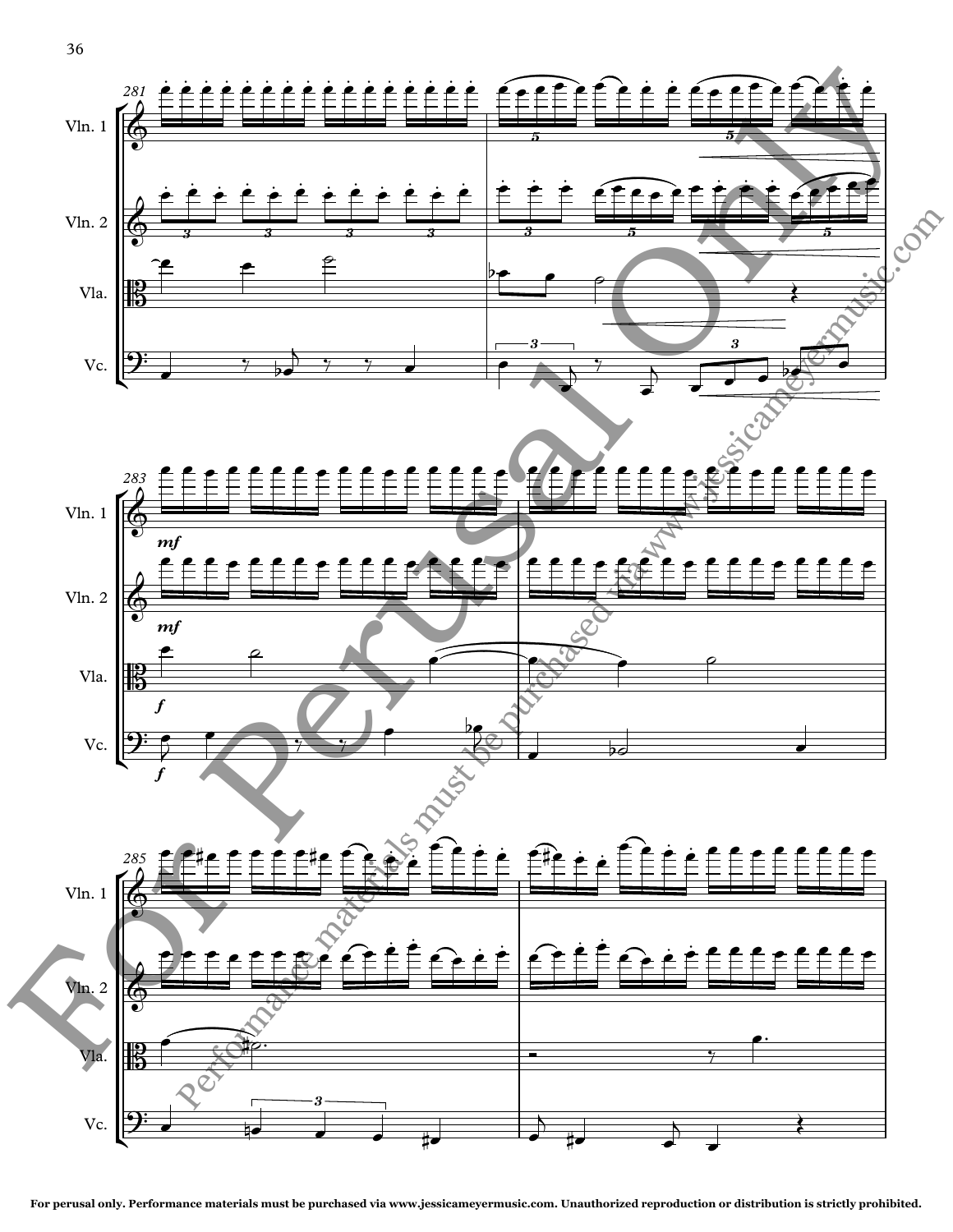Vln. 1

Vln. 2

Vla.

Vc.

281

mf

mf

f

f

283

285

For Perusal Only

Performance materials must be purchased via www.jessicameyermusic.com

For perusal only. Performance materials must be purchased via www.jessicameyermusic.com. Unauthorized reproduction or distribution is strictly prohibited.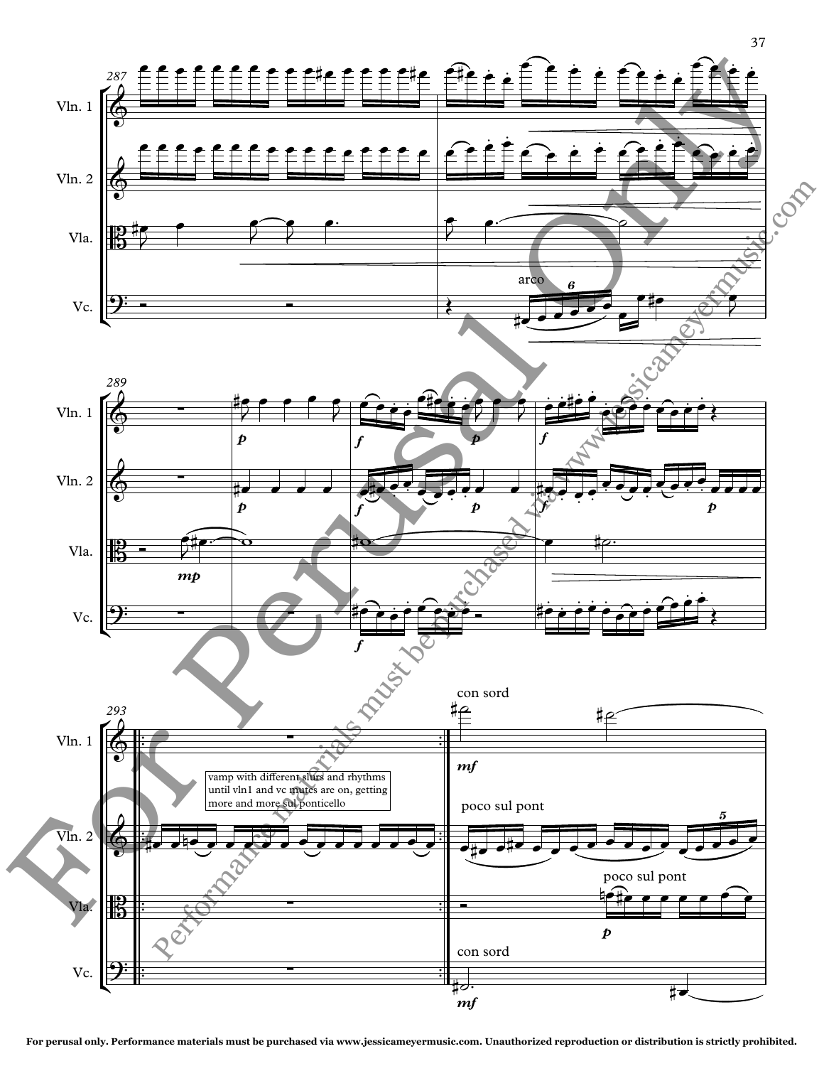Vln. 1

Vln. 2

Vla.

Vc.

arco

vamp with different slurs and rhythms until vln1 and vc mutes are on, getting more and more sul ponticello

con sord

poco sul pont

poco sul pont

con sord

For perusal only. Performance materials must be purchased via www.jessicameyermusic.com. Unauthorized reproduction or distribution is strictly prohibited.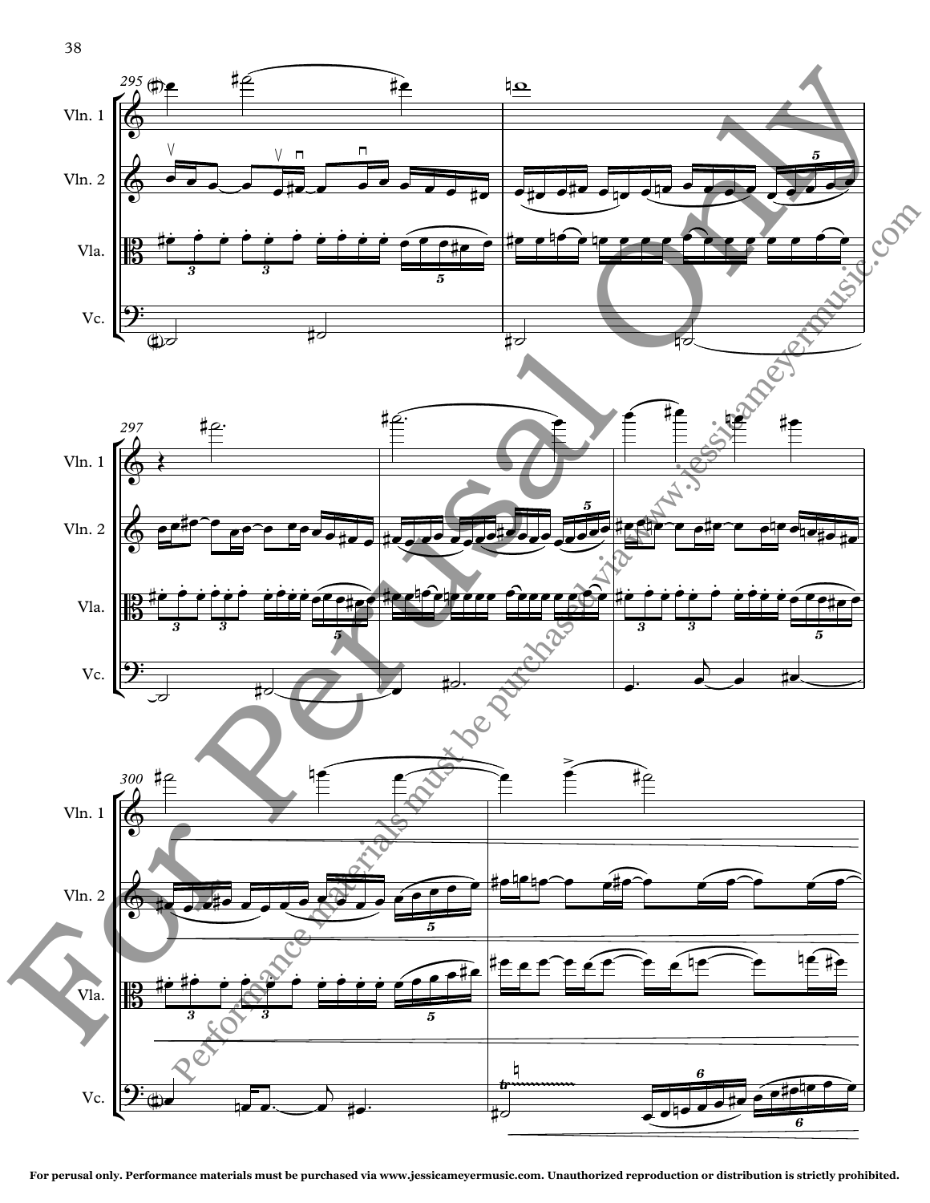Vln. 1

Vln. 2

Vla.

Vc.

For Perusal Only

Performance materials must be purchased via www.jessicameyermusic.com

For perusal only. Performance materials must be purchased via www.jessicameyermusic.com. Unauthorized reproduction or distribution is strictly prohibited.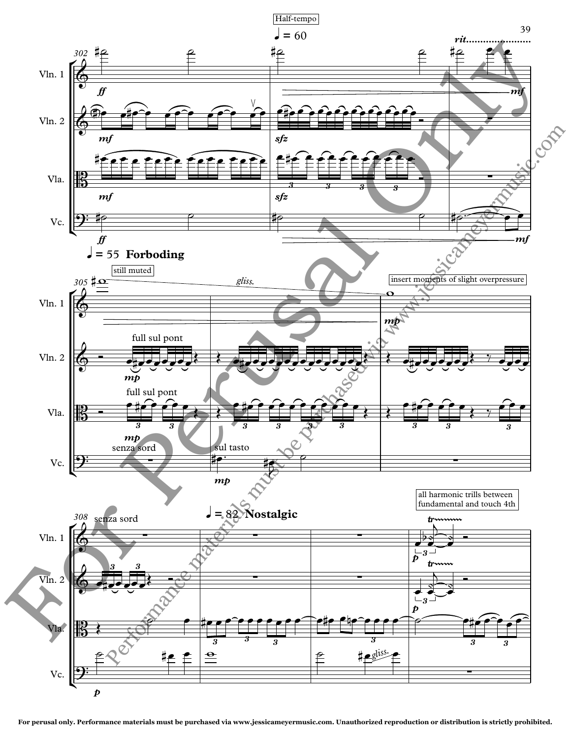Half-tempo

♩ = 60

*rit.*

Vln. 1

Vln. 2

Vla.

Vc.

♩ = 55 **Forboding**

still muted

*gliss.*

insert moments of slight overpressure

full sul pont

full sul pont

senza sord

sul tasto

senza sord

♩ = 82 **Nostalgic**

all harmonic trills between fundamental and touch 4th

*gliss.*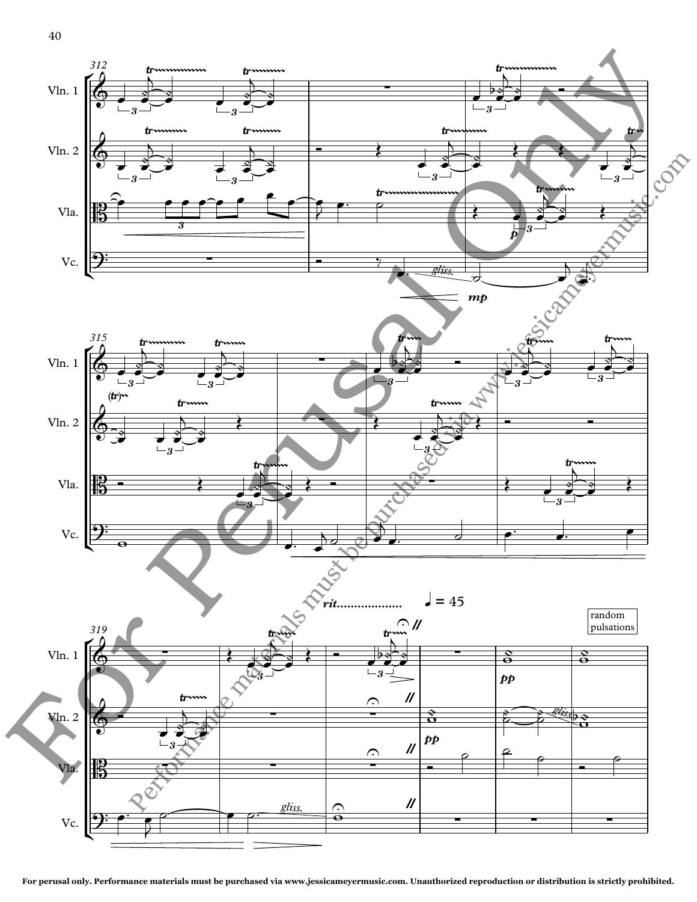For perusal only. Performance materials must be purchased via www.jessicameyermusic.com. Unauthorized reproduction or distribution is strictly prohibited.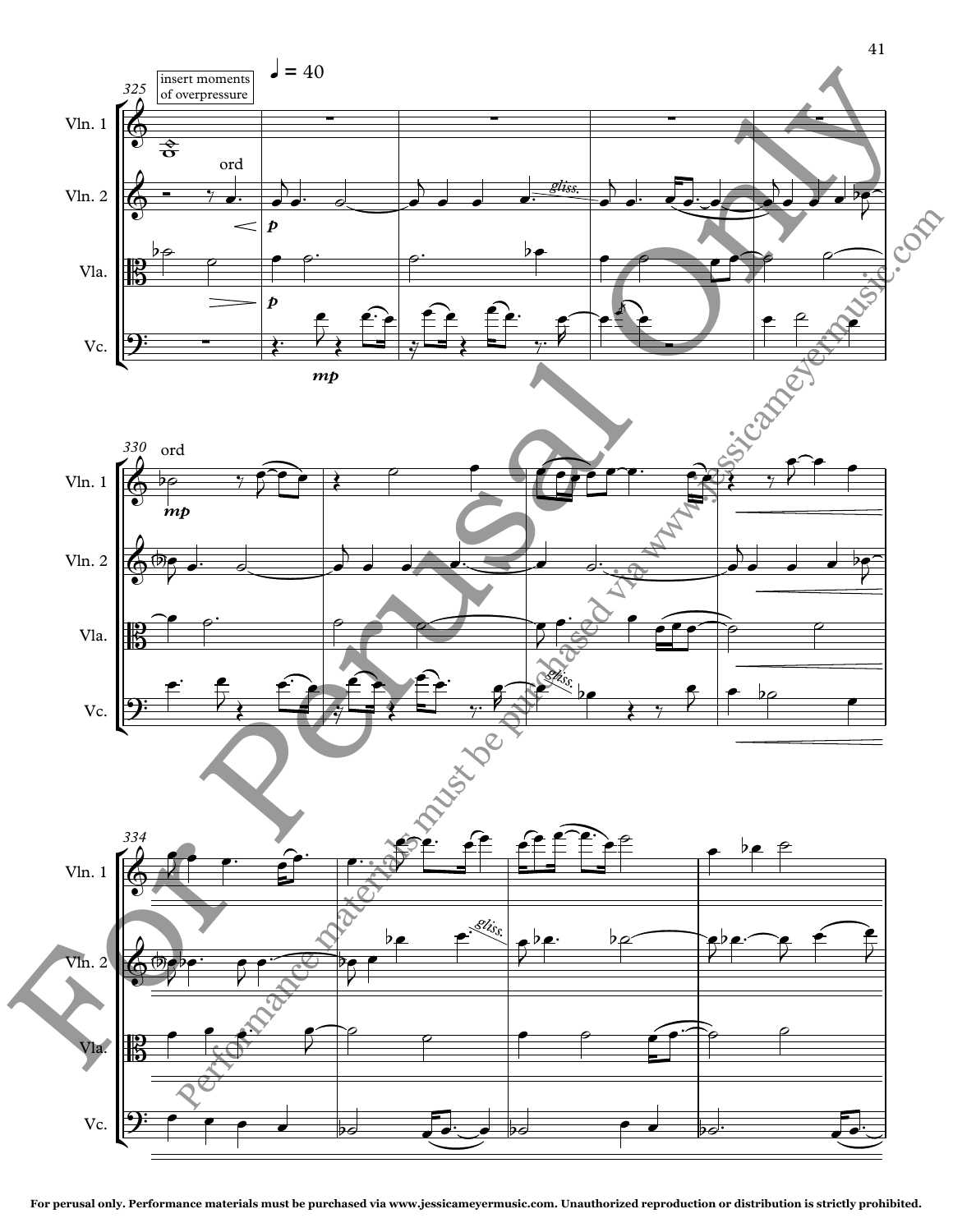insert moments of overpressure

♩ = 40

Vln. 1

Vln. 2

Vla.

Vc.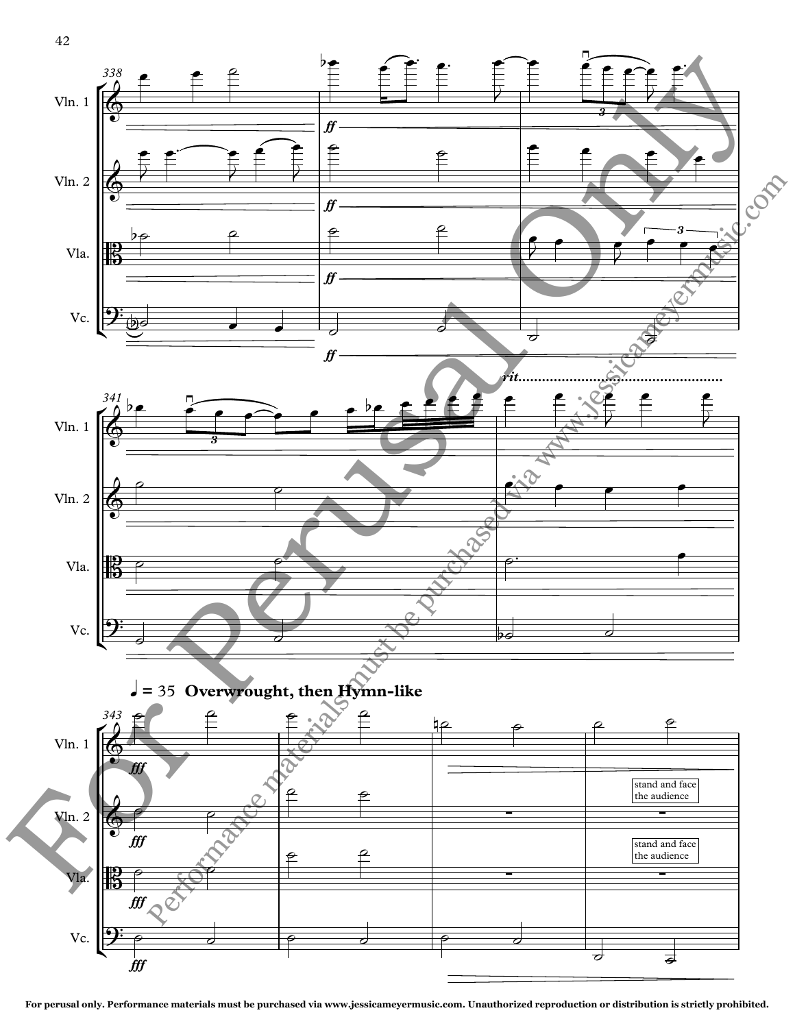**♩ = 35 Overwrought, then Hymn-like**

*rit.*

stand and face the audience

stand and face the audience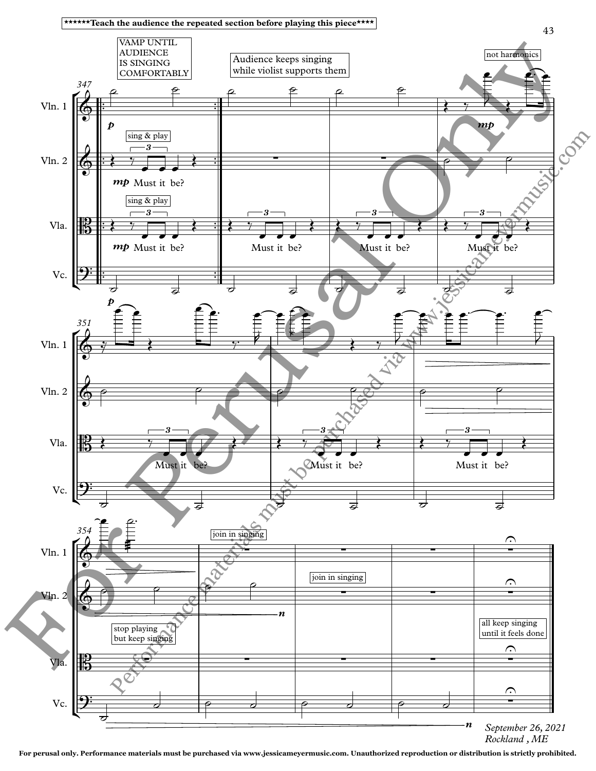******Teach the audience the repeated section before playing this piece****

347

VAMP UNTIL AUDIENCE IS SINGING COMFORTABLY

Audience keeps singing while violist supports them

not harmonics

Vln. 1 — *p* — *mp*

Vln. 2 — sing & play — *mp* Must it be?

Vla. — sing & play — *mp* Must it be? — Must it be? — Must it be? — Must it be?

Vc.

351

Vln. 1 — *p*

Vln. 2

Vla. — Must it be? — Must it be? — Must it be?

Vc.

354

Vln. 1 — join in singing

Vln. 2 — join in singing — *n*

stop playing but keep singing

all keep singing until it feels done

Vla.

Vc. — *n*

*September 26, 2021*
*Rockland , ME*